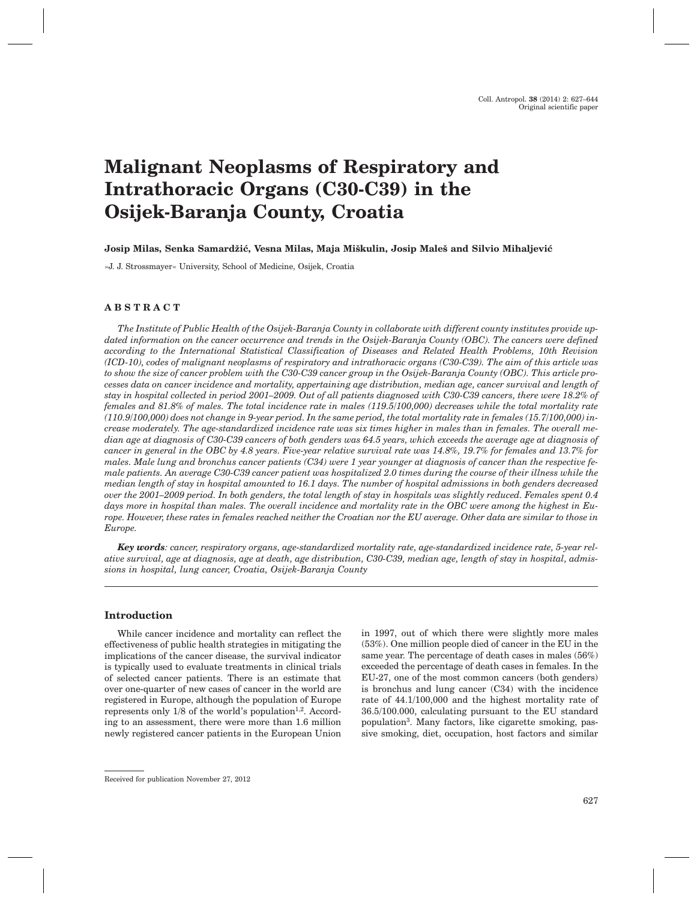# Malignant Neoplasms of Respiratory and Intrathoracic Organs (C30-C39) in the Osijek-Baranja County, Croatia

**Josip Milas, Senka Samardžić, Vesna Milas, Maja Miškulin, Josip Maleš and Silvio Mihaljević**

»J. J. Strossmayer« University, School of Medicine, Osijek, Croatia

## ABSTRACT

*The Institute of Public Health of the Osijek-Baranja County in collaborate with different county institutes provide updated information on the cancer occurrence and trends in the Osijek-Baranja County (OBC). The cancers were defined according to the International Statistical Classification of Diseases and Related Health Problems, 10th Revision (ICD-10), codes of malignant neoplasms of respiratory and intrathoracic organs (C30-C39). The aim of this article was to show the size of cancer problem with the C30-C39 cancer group in the Osijek-Baranja County (OBC). This article processes data on cancer incidence and mortality, appertaining age distribution, median age, cancer survival and length of stay in hospital collected in period 2001–2009. Out of all patients diagnosed with C30-C39 cancers, there were 18.2% of females and 81.8% of males. The total incidence rate in males (119.5/100,000) decreases while the total mortality rate (110.9/100,000) does not change in 9-year period. In the same period, the total mortality rate in females (15.7/100,000) increase moderately. The age-standardized incidence rate was six times higher in males than in females. The overall median age at diagnosis of C30-C39 cancers of both genders was 64.5 years, which exceeds the average age at diagnosis of cancer in general in the OBC by 4.8 years. Five-year relative survival rate was 14.8%, 19.7% for females and 13.7% for males. Male lung and bronchus cancer patients (C34) were 1 year younger at diagnosis of cancer than the respective female patients. An average C30-C39 cancer patient was hospitalized 2.0 times during the course of their illness while the median length of stay in hospital amounted to 16.1 days. The number of hospital admissions in both genders decreased over the 2001–2009 period. In both genders, the total length of stay in hospitals was slightly reduced. Females spent 0.4 days more in hospital than males. The overall incidence and mortality rate in the OBC were among the highest in Europe. However, these rates in females reached neither the Croatian nor the EU average. Other data are similar to those in Europe.*

***Key words****: cancer, respiratory organs, age-standardized mortality rate, age-standardized incidence rate, 5-year relative survival, age at diagnosis, age at death, age distribution, C30-C39, median age, length of stay in hospital, admissions in hospital, lung cancer, Croatia, Osijek-Baranja County*

## Introduction

While cancer incidence and mortality can reflect the effectiveness of public health strategies in mitigating the implications of the cancer disease, the survival indicator is typically used to evaluate treatments in clinical trials of selected cancer patients. There is an estimate that over one-quarter of new cases of cancer in the world are registered in Europe, although the population of Europe represents only 1/8 of the world's population[1,2]. According to an assessment, there were more than 1.6 million newly registered cancer patients in the European Union in 1997, out of which there were slightly more males (53%). One million people died of cancer in the EU in the same year. The percentage of death cases in males (56%) exceeded the percentage of death cases in females. In the EU-27, one of the most common cancers (both genders) is bronchus and lung cancer (C34) with the incidence rate of 44.1/100,000 and the highest mortality rate of 36.5/100.000, calculating pursuant to the EU standard population[3]. Many factors, like cigarette smoking, passive smoking, diet, occupation, host factors and similar

Received for publication November 27, 2012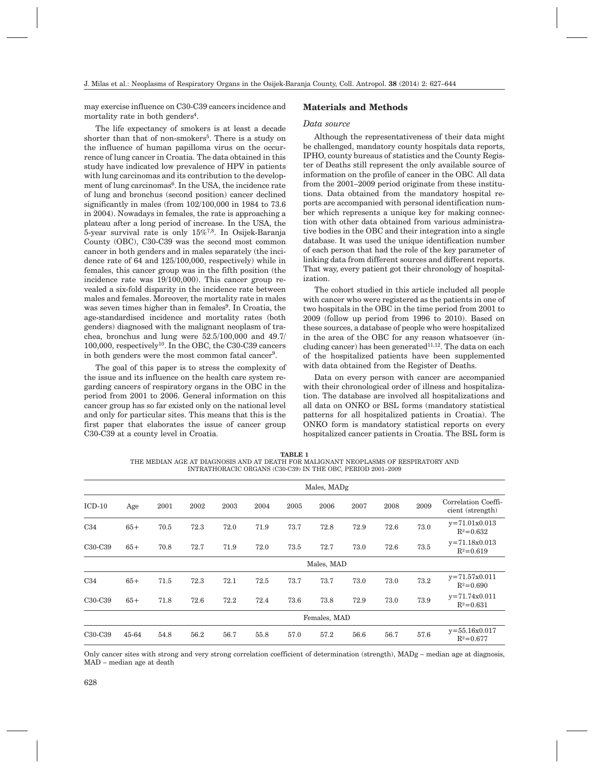may exercise influence on C30-C39 cancers incidence and mortality rate in both genders[4].

The life expectancy of smokers is at least a decade shorter than that of non-smokers[5]. There is a study on the influence of human papilloma virus on the occurrence of lung cancer in Croatia. The data obtained in this study have indicated low prevalence of HPV in patients with lung carcinomas and its contribution to the development of lung carcinomas[6]. In the USA, the incidence rate of lung and bronchus (second position) cancer declined significantly in males (from 102/100,000 in 1984 to 73.6 in 2004). Nowadays in females, the rate is approaching a plateau after a long period of increase. In the USA, the 5-year survival rate is only 15%[7,8]. In Osijek-Baranja County (OBC), C30-C39 was the second most common cancer in both genders and in males separately (the incidence rate of 64 and 125/100,000, respectively) while in females, this cancer group was in the fifth position (the incidence rate was 19/100,000). This cancer group revealed a six-fold disparity in the incidence rate between males and females. Moreover, the mortality rate in males was seven times higher than in females[9]. In Croatia, the age-standardised incidence and mortality rates (both genders) diagnosed with the malignant neoplasm of trachea, bronchus and lung were 52.5/100,000 and 49.7/100,000, respectively[10]. In the OBC, the C30-C39 cancers in both genders were the most common fatal cancer[9].

The goal of this paper is to stress the complexity of the issue and its influence on the health care system regarding cancers of respiratory organs in the OBC in the period from 2001 to 2006. General information on this cancer group has so far existed only on the national level and only for particular sites. This means that this is the first paper that elaborates the issue of cancer group C30-C39 at a county level in Croatia.

## Materials and Methods

### *Data source*

Although the representativeness of their data might be challenged, mandatory county hospitals data reports, IPHO, county bureaus of statistics and the County Register of Deaths still represent the only available source of information on the profile of cancer in the OBC. All data from the 2001–2009 period originate from these institutions. Data obtained from the mandatory hospital reports are accompanied with personal identification number which represents a unique key for making connection with other data obtained from various administrative bodies in the OBC and their integration into a single database. It was used the unique identification number of each person that had the role of the key parameter of linking data from different sources and different reports. That way, every patient got their chronology of hospitalization.

The cohort studied in this article included all people with cancer who were registered as the patients in one of two hospitals in the OBC in the time period from 2001 to 2009 (follow up period from 1996 to 2010). Based on these sources, a database of people who were hospitalized in the area of the OBC for any reason whatsoever (including cancer) has been generated[11,12]. The data on each of the hospitalized patients have been supplemented with data obtained from the Register of Deaths.

Data on every person with cancer are accompanied with their chronological order of illness and hospitalization. The database are involved all hospitalizations and all data on ONKO or BSL forms (mandatory statistical patterns for all hospitalized patients in Croatia). The ONKO form is mandatory statistical reports on every hospitalized cancer patients in Croatia. The BSL form is

**TABLE 1**
THE MEDIAN AGE AT DIAGNOSIS AND AT DEATH FOR MALIGNANT NEOPLASMS OF RESPIRATORY AND INTRATHORACIC ORGANS (C30-C39) IN THE OBC, PERIOD 2001–2009

| | | Males, MADg | | | | | | | | | |
|---|---|---|---|---|---|---|---|---|---|---|---|
| ICD-10 | Age | 2001 | 2002 | 2003 | 2004 | 2005 | 2006 | 2007 | 2008 | 2009 | Correlation Coefficient (strength) |
| C34 | 65+ | 70.5 | 72.3 | 72.0 | 71.9 | 73.7 | 72.8 | 72.9 | 72.6 | 73.0 | y=71.01x0.013 $R^2$=0.632 |
| C30-C39 | 65+ | 70.8 | 72.7 | 71.9 | 72.0 | 73.5 | 72.7 | 73.0 | 72.6 | 73.5 | y=71.18x0.013 $R^2$=0.619 |
| | | Males, MAD | | | | | | | | | |
| C34 | 65+ | 71.5 | 72.3 | 72.1 | 72.5 | 73.7 | 73.7 | 73.0 | 73.0 | 73.2 | y=71.57x0.011 $R^2$=0.690 |
| C30-C39 | 65+ | 71.8 | 72.6 | 72.2 | 72.4 | 73.6 | 73.8 | 72.9 | 73.0 | 73.9 | y=71.74x0.011 $R^2$=0.631 |
| | | Females, MAD | | | | | | | | | |
| C30-C39 | 45-64 | 54.8 | 56.2 | 56.7 | 55.8 | 57.0 | 57.2 | 56.6 | 56.7 | 57.6 | y=55.16x0.017 $R^2$=0.677 |

Only cancer sites with strong and very strong correlation coefficient of determination (strength), MADg – median age at diagnosis, MAD – median age at death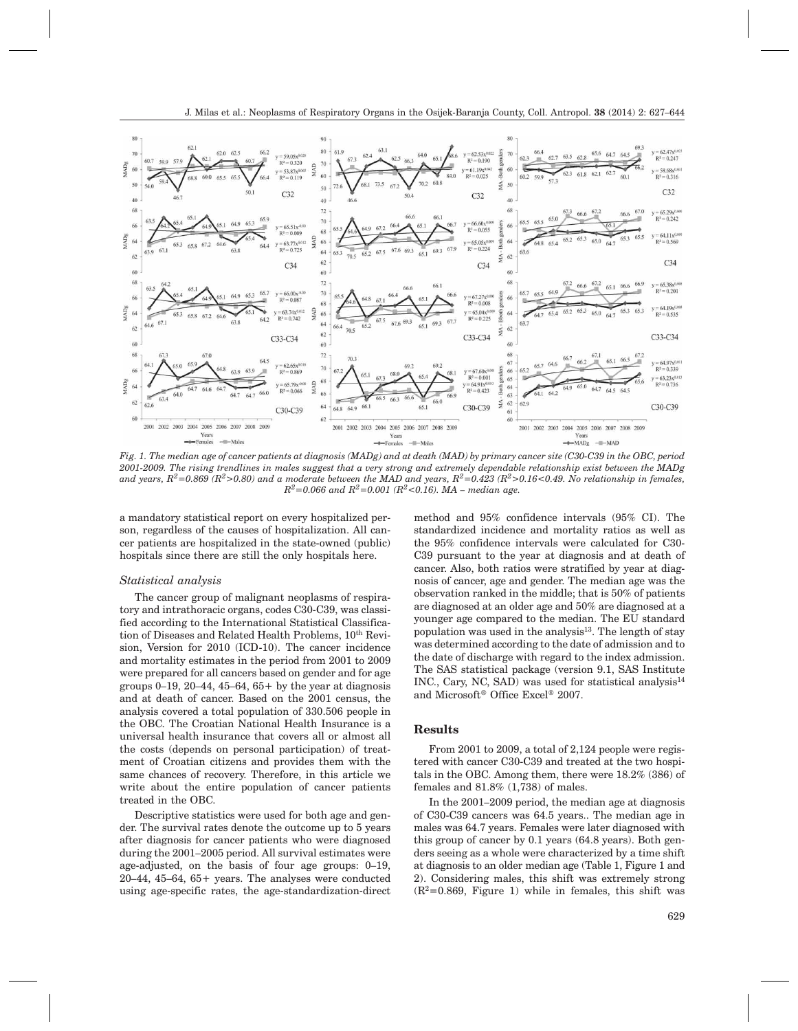Fig. 1. The median age of cancer patients at diagnosis (MADg) and at death (MAD) by primary cancer site (C30-C39 in the OBC, period 2001-2009. The rising trendlines in males suggest that a very strong and extremely dependable relationship exist between the MADg and years, $R^2$=0.869 ($R^2$>0.80) and a moderate between the MAD and years, $R^2$=0.423 ($R^2$>0.16<0.49. No relationship in females, $R^2$=0.066 and $R^2$=0.001 ($R^2$<0.16). MA – median age.

a mandatory statistical report on every hospitalized person, regardless of the causes of hospitalization. All cancer patients are hospitalized in the state-owned (public) hospitals since there are still the only hospitals here.

### Statistical analysis

The cancer group of malignant neoplasms of respiratory and intrathoracic organs, codes C30-C39, was classified according to the International Statistical Classification of Diseases and Related Health Problems, 10th Revision, Version for 2010 (ICD-10). The cancer incidence and mortality estimates in the period from 2001 to 2009 were prepared for all cancers based on gender and for age groups 0–19, 20–44, 45–64, 65+ by the year at diagnosis and at death of cancer. Based on the 2001 census, the analysis covered a total population of 330.506 people in the OBC. The Croatian National Health Insurance is a universal health insurance that covers all or almost all the costs (depends on personal participation) of treatment of Croatian citizens and provides them with the same chances of recovery. Therefore, in this article we write about the entire population of cancer patients treated in the OBC.

Descriptive statistics were used for both age and gender. The survival rates denote the outcome up to 5 years after diagnosis for cancer patients who were diagnosed during the 2001–2005 period. All survival estimates were age-adjusted, on the basis of four age groups: 0–19, 20–44, 45–64, 65+ years. The analyses were conducted using age-specific rates, the age-standardization-direct method and 95% confidence intervals (95% CI). The standardized incidence and mortality ratios as well as the 95% confidence intervals were calculated for C30-C39 pursuant to the year at diagnosis and at death of cancer. Also, both ratios were stratified by year at diagnosis of cancer, age and gender. The median age was the observation ranked in the middle; that is 50% of patients are diagnosed at an older age and 50% are diagnosed at a younger age compared to the median. The EU standard population was used in the analysis[13]. The length of stay was determined according to the date of admission and to the date of discharge with regard to the index admission. The SAS statistical package (version 9.1, SAS Institute INC., Cary, NC, SAD) was used for statistical analysis[14] and Microsoft® Office Excel® 2007.

## Results

From 2001 to 2009, a total of 2,124 people were registered with cancer C30-C39 and treated at the two hospitals in the OBC. Among them, there were 18.2% (386) of females and 81.8% (1,738) of males.

In the 2001–2009 period, the median age at diagnosis of C30-C39 cancers was 64.5 years.. The median age in males was 64.7 years. Females were later diagnosed with this group of cancer by 0.1 years (64.8 years). Both genders seeing as a whole were characterized by a time shift at diagnosis to an older median age (Table 1, Figure 1 and 2). Considering males, this shift was extremely strong ($R^2$=0.869, Figure 1) while in females, this shift was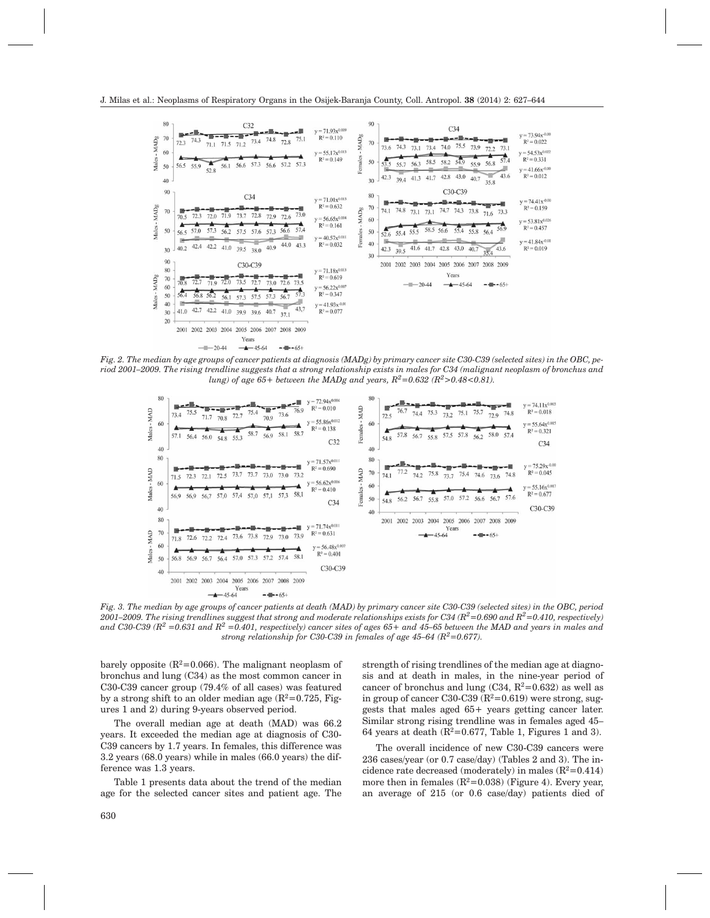C32

$y = 71.93x^{0.009}$
$R^2 = 0.110$

$y = 55.17x^{0.013}$
$R^2 = 0.149$

Males - MADg

72.3 74.3 71.1 71.5 71.2 73.4 74.8 72.8 75.1

56.5 55.9 52.8 56.1 56.6 57.3 56.6 57.2 57.3

C34

$y = 71.01x^{0.013}$
$R^2 = 0.632$

$y = 56.65x^{0.004}$
$R^2 = 0.161$

$y = 40.57x^{0.011}$
$R^2 = 0.032$

Males - MADg

70.5 72.3 72.0 71.9 73.7 72.8 72.9 72.6 73.0

56.5 57.0 57.3 56.2 57.5 57.6 57.3 56.6 57.4

40.2 42.4 42.2 41.0 39.5 38.0 40.9 44.0 43.3

C30-C39

$y = 71.18x^{0.013}$
$R^2 = 0.619$

$y = 56.22x^{0.007}$
$R^2 = 0.347$

$y = 41.93x^{-0.01}$
$R^2 = 0.077$

Males - MADg

70.8 72.7 71.9 72.0 73.5 72.7 73.0 72.6 73.5

56.4 56.8 56.2 56.1 57.3 57.5 57.3 56.7 57.3

41.0 42.7 42.2 41.0 39.9 39.6 40.7 37.1 43.7

2001 2002 2003 2004 2005 2006 2007 2008 2009

Years

20-44 45-64 65+

C34

$y = 73.94x^{-0.00}$
$R^2 = 0.022$

$y = 54.53x^{0.022}$
$R^2 = 0.331$

$y = 41.66x^{-0.00}$
$R^2 = 0.012$

Females - MADg

73.6 74.3 73.1 73.4 74.0 75.5 73.9 72.2 73.1

53.5 55.7 56.3 58.5 58.2 54.9 55.9 56.8 57.4

42.3 39.4 41.3 41.7 42.8 43.0 40.7 35.8 43.6

C30-C39

$y = 74.41x^{-0.00}$
$R^2 = 0.159$

$y = 53.81x^{0.026}$
$R^2 = 0.457$

$y = 41.84x^{-0.01}$
$R^2 = 0.019$

Females - MADg

74.1 74.8 73.1 73.1 74.7 74.3 73.8 71.6 73.3

52.6 55.4 55.5 58.5 56.6 55.4 55.8 56.4 56.9

42.3 39.5 41.6 41.7 42.8 43.0 40.7 35.4 43.6

2001 2002 2003 2004 2005 2006 2007 2008 2009

Years

20-44 45-64 65+

*Fig. 2. The median by age groups of cancer patients at diagnosis (MADg) by primary cancer site C30-C39 (selected sites) in the OBC, period 2001–2009. The rising trendline suggests that a strong relationship exists in males for C34 (malignant neoplasm of bronchus and lung) of age 65+ between the MADg and years, $R^2=0.632$ ($R^2>0.48<0.81$).*

Males - MAD

$y = 72.94x^{0.004}$
$R^2 = 0.010$

$y = 55.86x^{0.012}$
$R^2 = 0.138$

C32

73.4 75.5 71.7 70.8 72.7 75.4 70.9 73.6 76.9

57.1 56.4 56.0 54.8 55.3 58.7 56.9 58.1 58.7

Males - MAD

$y = 71.57x^{0.011}$
$R^2 = 0.690$

$y = 56.62x^{0.006}$
$R^2 = 0.410$

C34

71.5 72.3 72.1 72.5 73.7 73.7 73.0 73.0 73.2

56.9 56.9 56.7 57.0 57.4 57.0 57.1 57.3 58.1

Males - MAD

$y = 71.74x^{0.011}$
$R^2 = 0.631$

$y = 56.48x^{0.007}$
$R^2 = 0.401$

C30-C39

71.8 72.6 72.2 72.4 73.6 73.8 72.9 73.0 73.9

56.8 56.9 56.7 56.4 57.0 57.3 57.2 57.4 58.1

2001 2002 2003 2004 2005 2006 2007 2008 2009

Years

45-64 65+

Females - MAD

$y = 74.11x^{0.005}$
$R^2 = 0.018$

$y = 55.64x^{0.015}$
$R^2 = 0.321$

C34

72.5 76.7 74.4 75.3 73.2 75.1 75.7 72.9 74.8

54.8 57.8 56.7 55.8 57.5 57.8 56.2 58.0 57.4

Females - MAD

$y = 75.29x^{-0.00}$
$R^2 = 0.045$

$y = 55.16x^{0.017}$
$R^2 = 0.677$

C30-C39

74.1 77.2 74.2 75.8 73.7 75.4 74.6 73.6 74.8

54.8 56.2 56.7 55.8 57.0 57.2 56.6 56.7 57.6

2001 2002 2003 2004 2005 2006 2007 2008 2009

Years

45-64 65+

*Fig. 3. The median by age groups of cancer patients at death (MAD) by primary cancer site C30-C39 (selected sites) in the OBC, period 2001–2009. The rising trendlines suggest that strong and moderate relationships exists for C34 ($R^2=0.690$ and $R^2=0.410$, respectively) and C30-C39 ($R^2=0.631$ and $R^2=0.401$, respectively) cancer sites of ages 65+ and 45–65 between the MAD and years in males and strong relationship for C30-C39 in females of age 45–64 ($R^2=0.677$).*

barely opposite ($R^2=0.066$). The malignant neoplasm of bronchus and lung (C34) as the most common cancer in C30-C39 cancer group (79.4% of all cases) was featured by a strong shift to an older median age ($R^2=0.725$, Figures 1 and 2) during 9-years observed period.

The overall median age at death (MAD) was 66.2 years. It exceeded the median age at diagnosis of C30-C39 cancers by 1.7 years. In females, this difference was 3.2 years (68.0 years) while in males (66.0 years) the difference was 1.3 years.

Table 1 presents data about the trend of the median age for the selected cancer sites and patient age. The strength of rising trendlines of the median age at diagnosis and at death in males, in the nine-year period of cancer of bronchus and lung (C34, $R^2=0.632$) as well as in group of cancer C30-C39 ($R^2=0.619$) were strong, suggests that males aged 65+ years getting cancer later. Similar strong rising trendline was in females aged 45–64 years at death ($R^2=0.677$, Table 1, Figures 1 and 3).

The overall incidence of new C30-C39 cancers were 236 cases/year (or 0.7 case/day) (Tables 2 and 3). The incidence rate decreased (moderately) in males ($R^2=0.414$) more then in females ($R^2=0.038$) (Figure 4). Every year, an average of 215 (or 0.6 case/day) patients died of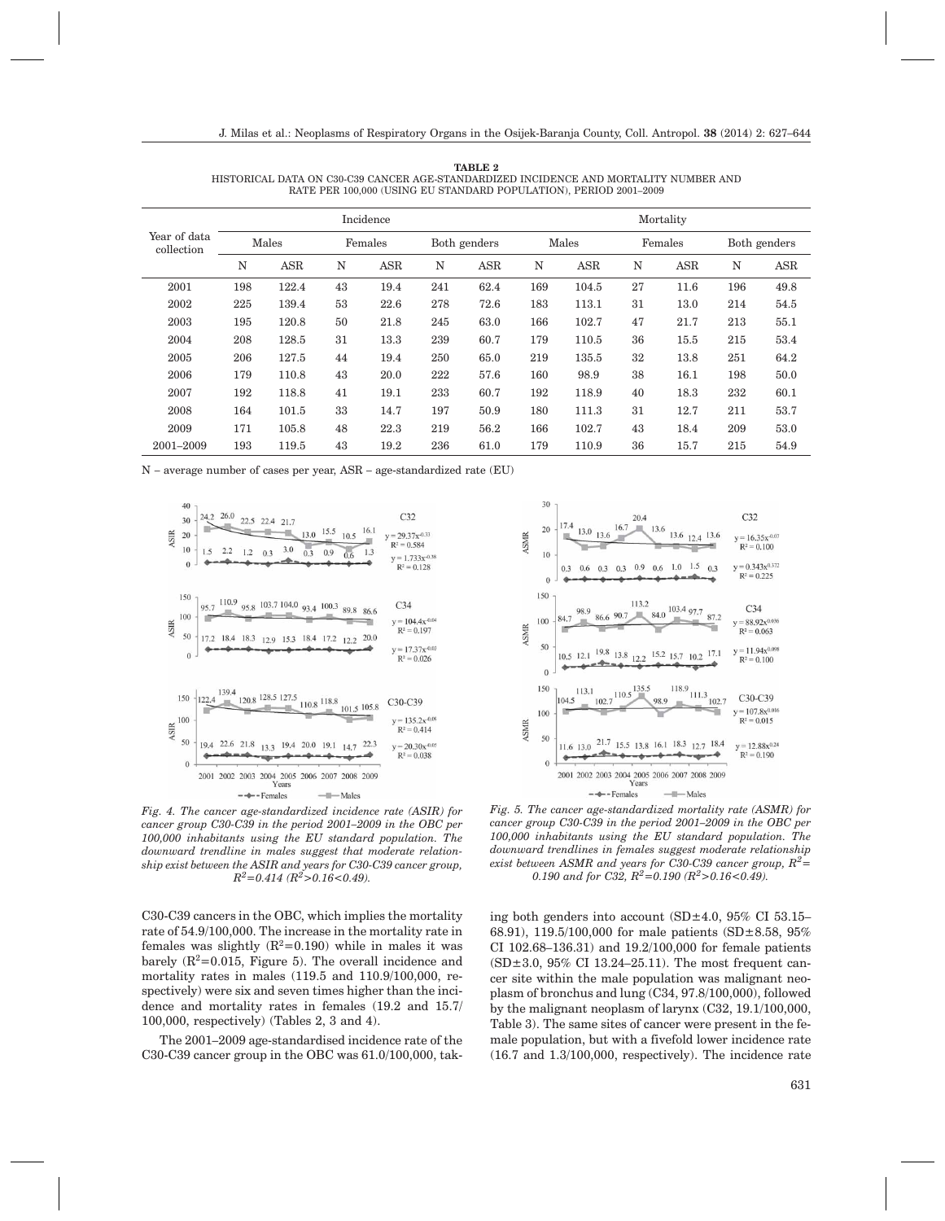**TABLE 2**
HISTORICAL DATA ON C30-C39 CANCER AGE-STANDARDIZED INCIDENCE AND MORTALITY NUMBER AND RATE PER 100,000 (USING EU STANDARD POPULATION), PERIOD 2001–2009

| Year of data collection | Incidence | | | | | | Mortality | | | | | |
|---|---|---|---|---|---|---|---|---|---|---|---|---|
| | Males | | Females | | Both genders | | Males | | Females | | Both genders | |
| | N | ASR | N | ASR | N | ASR | N | ASR | N | ASR | N | ASR |
| 2001 | 198 | 122.4 | 43 | 19.4 | 241 | 62.4 | 169 | 104.5 | 27 | 11.6 | 196 | 49.8 |
| 2002 | 225 | 139.4 | 53 | 22.6 | 278 | 72.6 | 183 | 113.1 | 31 | 13.0 | 214 | 54.5 |
| 2003 | 195 | 120.8 | 50 | 21.8 | 245 | 63.0 | 166 | 102.7 | 47 | 21.7 | 213 | 55.1 |
| 2004 | 208 | 128.5 | 31 | 13.3 | 239 | 60.7 | 179 | 110.5 | 36 | 15.5 | 215 | 53.4 |
| 2005 | 206 | 127.5 | 44 | 19.4 | 250 | 65.0 | 219 | 135.5 | 32 | 13.8 | 251 | 64.2 |
| 2006 | 179 | 110.8 | 43 | 20.0 | 222 | 57.6 | 160 | 98.9 | 38 | 16.1 | 198 | 50.0 |
| 2007 | 192 | 118.8 | 41 | 19.1 | 233 | 60.7 | 192 | 118.9 | 40 | 18.3 | 232 | 60.1 |
| 2008 | 164 | 101.5 | 33 | 14.7 | 197 | 50.9 | 180 | 111.3 | 31 | 12.7 | 211 | 53.7 |
| 2009 | 171 | 105.8 | 48 | 22.3 | 219 | 56.2 | 166 | 102.7 | 43 | 18.4 | 209 | 53.0 |
| 2001–2009 | 193 | 119.5 | 43 | 19.2 | 236 | 61.0 | 179 | 110.9 | 36 | 15.7 | 215 | 54.9 |

N – average number of cases per year, ASR – age-standardized rate (EU)

*Fig. 4. The cancer age-standardized incidence rate (ASIR) for cancer group C30-C39 in the period 2001–2009 in the OBC per 100,000 inhabitants using the EU standard population. The downward trendline in males suggest that moderate relationship exist between the ASIR and years for C30-C39 cancer group, $R^2$=0.414 ($R^2$>0.16<0.49).*

*Fig. 5. The cancer age-standardized mortality rate (ASMR) for cancer group C30-C39 in the period 2001–2009 in the OBC per 100,000 inhabitants using the EU standard population. The downward trendlines in females suggest moderate relationship exist between ASMR and years for C30-C39 cancer group, $R^2$= 0.190 and for C32, $R^2$=0.190 ($R^2$>0.16<0.49).*

C30-C39 cancers in the OBC, which implies the mortality rate of 54.9/100,000. The increase in the mortality rate in females was slightly ($R^2$=0.190) while in males it was barely ($R^2$=0.015, Figure 5). The overall incidence and mortality rates in males (119.5 and 110.9/100,000, respectively) were six and seven times higher than the incidence and mortality rates in females (19.2 and 15.7/100,000, respectively) (Tables 2, 3 and 4).

The 2001–2009 age-standardised incidence rate of the C30-C39 cancer group in the OBC was 61.0/100,000, taking both genders into account (SD±4.0, 95% CI 53.15–68.91), 119.5/100,000 for male patients (SD±8.58, 95% CI 102.68–136.31) and 19.2/100,000 for female patients (SD±3.0, 95% CI 13.24–25.11). The most frequent cancer site within the male population was malignant neoplasm of bronchus and lung (C34, 97.8/100,000), followed by the malignant neoplasm of larynx (C32, 19.1/100,000, Table 3). The same sites of cancer were present in the female population, but with a fivefold lower incidence rate (16.7 and 1.3/100,000, respectively). The incidence rate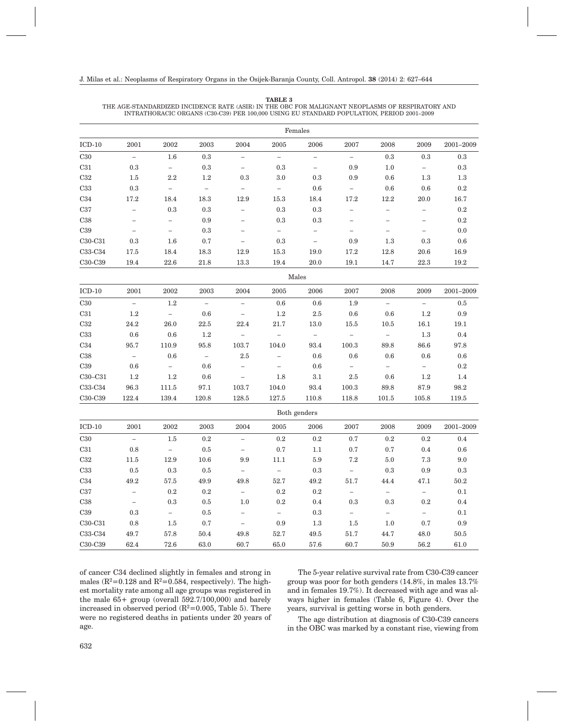**TABLE 3**
THE AGE-STANDARDIZED INCIDENCE RATE (ASIR) IN THE OBC FOR MALIGNANT NEOPLASMS OF RESPIRATORY AND INTRATHORACIC ORGANS (C30-C39) PER 100,000 USING EU STANDARD POPULATION, PERIOD 2001–2009

| | Females | | | | | | | | | |
|---|---|---|---|---|---|---|---|---|---|---|
| ICD-10 | 2001 | 2002 | 2003 | 2004 | 2005 | 2006 | 2007 | 2008 | 2009 | 2001–2009 |
| C30 | – | 1.6 | 0.3 | – | – | – | – | 0.3 | 0.3 | 0.3 |
| C31 | 0.3 | – | 0.3 | – | 0.3 | – | 0.9 | 1.0 | – | 0.3 |
| C32 | 1.5 | 2.2 | 1.2 | 0.3 | 3.0 | 0.3 | 0.9 | 0.6 | 1.3 | 1.3 |
| C33 | 0.3 | – | – | – | – | 0.6 | – | 0.6 | 0.6 | 0.2 |
| C34 | 17.2 | 18.4 | 18.3 | 12.9 | 15.3 | 18.4 | 17.2 | 12.2 | 20.0 | 16.7 |
| C37 | – | 0.3 | 0.3 | – | 0.3 | 0.3 | – | – | – | 0.2 |
| C38 | – | – | 0.9 | – | 0.3 | 0.3 | – | – | – | 0.2 |
| C39 | – | – | 0.3 | – | – | – | – | – | – | 0.0 |
| C30-C31 | 0.3 | 1.6 | 0.7 | – | 0.3 | – | 0.9 | 1.3 | 0.3 | 0.6 |
| C33-C34 | 17.5 | 18.4 | 18.3 | 12.9 | 15.3 | 19.0 | 17.2 | 12.8 | 20.6 | 16.9 |
| C30-C39 | 19.4 | 22.6 | 21.8 | 13.3 | 19.4 | 20.0 | 19.1 | 14.7 | 22.3 | 19.2 |
| | Males | | | | | | | | | |
| ICD-10 | 2001 | 2002 | 2003 | 2004 | 2005 | 2006 | 2007 | 2008 | 2009 | 2001–2009 |
| C30 | – | 1.2 | – | – | 0.6 | 0.6 | 1.9 | – | – | 0.5 |
| C31 | 1.2 | – | 0.6 | – | 1.2 | 2.5 | 0.6 | 0.6 | 1.2 | 0.9 |
| C32 | 24.2 | 26.0 | 22.5 | 22.4 | 21.7 | 13.0 | 15.5 | 10.5 | 16.1 | 19.1 |
| C33 | 0.6 | 0.6 | 1.2 | – | – | – | – | – | 1.3 | 0.4 |
| C34 | 95.7 | 110.9 | 95.8 | 103.7 | 104.0 | 93.4 | 100.3 | 89.8 | 86.6 | 97.8 |
| C38 | – | 0.6 | – | 2.5 | – | 0.6 | 0.6 | 0.6 | 0.6 | 0.6 |
| C39 | 0.6 | – | 0.6 | – | – | 0.6 | – | – | – | 0.2 |
| C30–C31 | 1.2 | 1.2 | 0.6 | – | 1.8 | 3.1 | 2.5 | 0.6 | 1.2 | 1.4 |
| C33-C34 | 96.3 | 111.5 | 97.1 | 103.7 | 104.0 | 93.4 | 100.3 | 89.8 | 87.9 | 98.2 |
| C30-C39 | 122.4 | 139.4 | 120.8 | 128.5 | 127.5 | 110.8 | 118.8 | 101.5 | 105.8 | 119.5 |
| | Both genders | | | | | | | | | |
| ICD-10 | 2001 | 2002 | 2003 | 2004 | 2005 | 2006 | 2007 | 2008 | 2009 | 2001–2009 |
| C30 | – | 1.5 | 0.2 | – | 0.2 | 0.2 | 0.7 | 0.2 | 0.2 | 0.4 |
| C31 | 0.8 | – | 0.5 | – | 0.7 | 1.1 | 0.7 | 0.7 | 0.4 | 0.6 |
| C32 | 11.5 | 12.9 | 10.6 | 9.9 | 11.1 | 5.9 | 7.2 | 5.0 | 7.3 | 9.0 |
| C33 | 0.5 | 0.3 | 0.5 | – | – | 0.3 | – | 0.3 | 0.9 | 0.3 |
| C34 | 49.2 | 57.5 | 49.9 | 49.8 | 52.7 | 49.2 | 51.7 | 44.4 | 47.1 | 50.2 |
| C37 | – | 0.2 | 0.2 | – | 0.2 | 0.2 | – | – | – | 0.1 |
| C38 | – | 0.3 | 0.5 | 1.0 | 0.2 | 0.4 | 0.3 | 0.3 | 0.2 | 0.4 |
| C39 | 0.3 | – | 0.5 | – | – | 0.3 | – | – | – | 0.1 |
| C30-C31 | 0.8 | 1.5 | 0.7 | – | 0.9 | 1.3 | 1.5 | 1.0 | 0.7 | 0.9 |
| C33-C34 | 49.7 | 57.8 | 50.4 | 49.8 | 52.7 | 49.5 | 51.7 | 44.7 | 48.0 | 50.5 |
| C30-C39 | 62.4 | 72.6 | 63.0 | 60.7 | 65.0 | 57.6 | 60.7 | 50.9 | 56.2 | 61.0 |

of cancer C34 declined slightly in females and strong in males ($R^2$=0.128 and $R^2$=0.584, respectively). The highest mortality rate among all age groups was registered in the male 65+ group (overall 592.7/100,000) and barely increased in observed period ($R^2$=0.005, Table 5). There were no registered deaths in patients under 20 years of age.

The 5-year relative survival rate from C30-C39 cancer group was poor for both genders (14.8%, in males 13.7% and in females 19.7%). It decreased with age and was always higher in females (Table 6, Figure 4). Over the years, survival is getting worse in both genders.

The age distribution at diagnosis of C30-C39 cancers in the OBC was marked by a constant rise, viewing from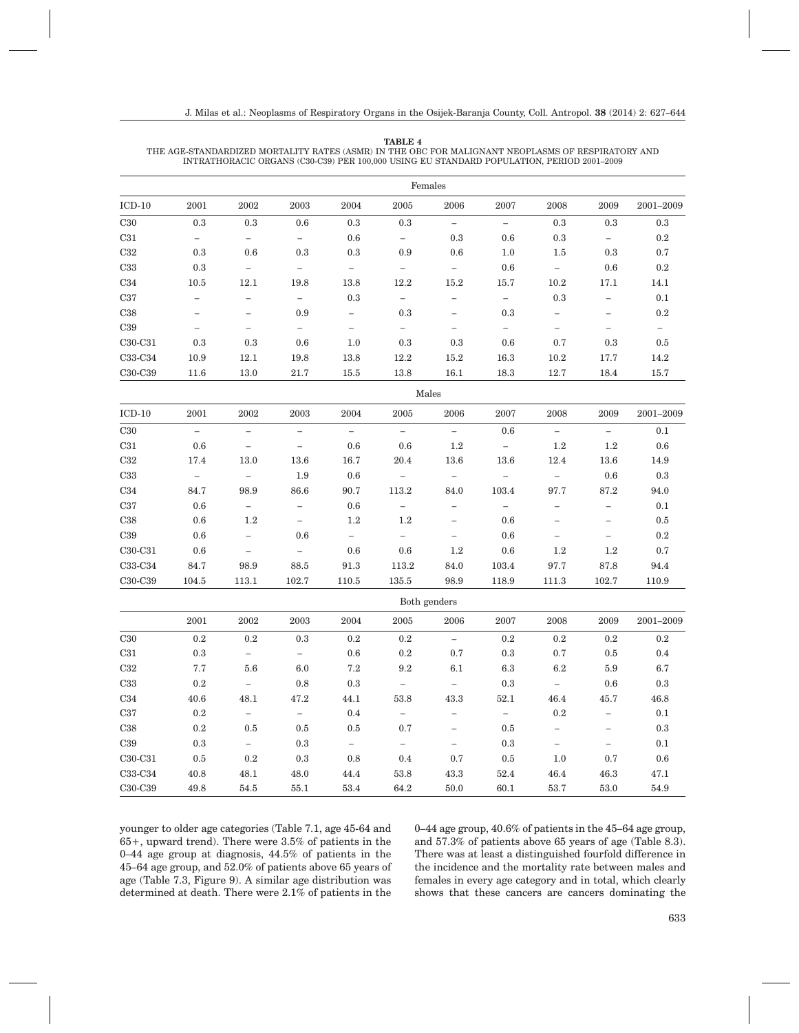**TABLE 4**
THE AGE-STANDARDIZED MORTALITY RATES (ASMR) IN THE OBC FOR MALIGNANT NEOPLASMS OF RESPIRATORY AND INTRATHORACIC ORGANS (C30-C39) PER 100,000 USING EU STANDARD POPULATION, PERIOD 2001–2009

| | Females | | | | | | | | | |
|---|---|---|---|---|---|---|---|---|---|---|
| ICD-10 | 2001 | 2002 | 2003 | 2004 | 2005 | 2006 | 2007 | 2008 | 2009 | 2001–2009 |
| C30 | 0.3 | 0.3 | 0.6 | 0.3 | 0.3 | – | – | 0.3 | 0.3 | 0.3 |
| C31 | – | – | – | 0.6 | – | 0.3 | 0.6 | 0.3 | – | 0.2 |
| C32 | 0.3 | 0.6 | 0.3 | 0.3 | 0.9 | 0.6 | 1.0 | 1.5 | 0.3 | 0.7 |
| C33 | 0.3 | – | – | – | – | – | 0.6 | – | 0.6 | 0.2 |
| C34 | 10.5 | 12.1 | 19.8 | 13.8 | 12.2 | 15.2 | 15.7 | 10.2 | 17.1 | 14.1 |
| C37 | – | – | – | 0.3 | – | – | – | 0.3 | – | 0.1 |
| C38 | – | – | 0.9 | – | 0.3 | – | 0.3 | – | – | 0.2 |
| C39 | – | – | – | – | – | – | – | – | – | – |
| C30-C31 | 0.3 | 0.3 | 0.6 | 1.0 | 0.3 | 0.3 | 0.6 | 0.7 | 0.3 | 0.5 |
| C33-C34 | 10.9 | 12.1 | 19.8 | 13.8 | 12.2 | 15.2 | 16.3 | 10.2 | 17.7 | 14.2 |
| C30-C39 | 11.6 | 13.0 | 21.7 | 15.5 | 13.8 | 16.1 | 18.3 | 12.7 | 18.4 | 15.7 |
| | Males | | | | | | | | | |
| ICD-10 | 2001 | 2002 | 2003 | 2004 | 2005 | 2006 | 2007 | 2008 | 2009 | 2001–2009 |
| C30 | – | – | – | – | – | – | 0.6 | – | – | 0.1 |
| C31 | 0.6 | – | – | 0.6 | 0.6 | 1.2 | – | 1.2 | 1.2 | 0.6 |
| C32 | 17.4 | 13.0 | 13.6 | 16.7 | 20.4 | 13.6 | 13.6 | 12.4 | 13.6 | 14.9 |
| C33 | – | – | 1.9 | 0.6 | – | – | – | – | 0.6 | 0.3 |
| C34 | 84.7 | 98.9 | 86.6 | 90.7 | 113.2 | 84.0 | 103.4 | 97.7 | 87.2 | 94.0 |
| C37 | 0.6 | – | – | 0.6 | – | – | – | – | – | 0.1 |
| C38 | 0.6 | 1.2 | – | 1.2 | 1.2 | – | 0.6 | – | – | 0.5 |
| C39 | 0.6 | – | 0.6 | – | – | – | 0.6 | – | – | 0.2 |
| C30-C31 | 0.6 | – | – | 0.6 | 0.6 | 1.2 | 0.6 | 1.2 | 1.2 | 0.7 |
| C33-C34 | 84.7 | 98.9 | 88.5 | 91.3 | 113.2 | 84.0 | 103.4 | 97.7 | 87.8 | 94.4 |
| C30-C39 | 104.5 | 113.1 | 102.7 | 110.5 | 135.5 | 98.9 | 118.9 | 111.3 | 102.7 | 110.9 |
| | Both genders | | | | | | | | | |
| | 2001 | 2002 | 2003 | 2004 | 2005 | 2006 | 2007 | 2008 | 2009 | 2001–2009 |
| C30 | 0.2 | 0.2 | 0.3 | 0.2 | 0.2 | – | 0.2 | 0.2 | 0.2 | 0.2 |
| C31 | 0.3 | – | – | 0.6 | 0.2 | 0.7 | 0.3 | 0.7 | 0.5 | 0.4 |
| C32 | 7.7 | 5.6 | 6.0 | 7.2 | 9.2 | 6.1 | 6.3 | 6.2 | 5.9 | 6.7 |
| C33 | 0.2 | – | 0.8 | 0.3 | – | – | 0.3 | – | 0.6 | 0.3 |
| C34 | 40.6 | 48.1 | 47.2 | 44.1 | 53.8 | 43.3 | 52.1 | 46.4 | 45.7 | 46.8 |
| C37 | 0.2 | – | – | 0.4 | – | – | – | 0.2 | – | 0.1 |
| C38 | 0.2 | 0.5 | 0.5 | 0.5 | 0.7 | – | 0.5 | – | – | 0.3 |
| C39 | 0.3 | – | 0.3 | – | – | – | 0.3 | – | – | 0.1 |
| C30-C31 | 0.5 | 0.2 | 0.3 | 0.8 | 0.4 | 0.7 | 0.5 | 1.0 | 0.7 | 0.6 |
| C33-C34 | 40.8 | 48.1 | 48.0 | 44.4 | 53.8 | 43.3 | 52.4 | 46.4 | 46.3 | 47.1 |
| C30-C39 | 49.8 | 54.5 | 55.1 | 53.4 | 64.2 | 50.0 | 60.1 | 53.7 | 53.0 | 54.9 |

younger to older age categories (Table 7.1, age 45-64 and 65+, upward trend). There were 3.5% of patients in the 0–44 age group at diagnosis, 44.5% of patients in the 45–64 age group, and 52.0% of patients above 65 years of age (Table 7.3, Figure 9). A similar age distribution was determined at death. There were 2.1% of patients in the 0–44 age group, 40.6% of patients in the 45–64 age group, and 57.3% of patients above 65 years of age (Table 8.3). There was at least a distinguished fourfold difference in the incidence and the mortality rate between males and females in every age category and in total, which clearly shows that these cancers are cancers dominating the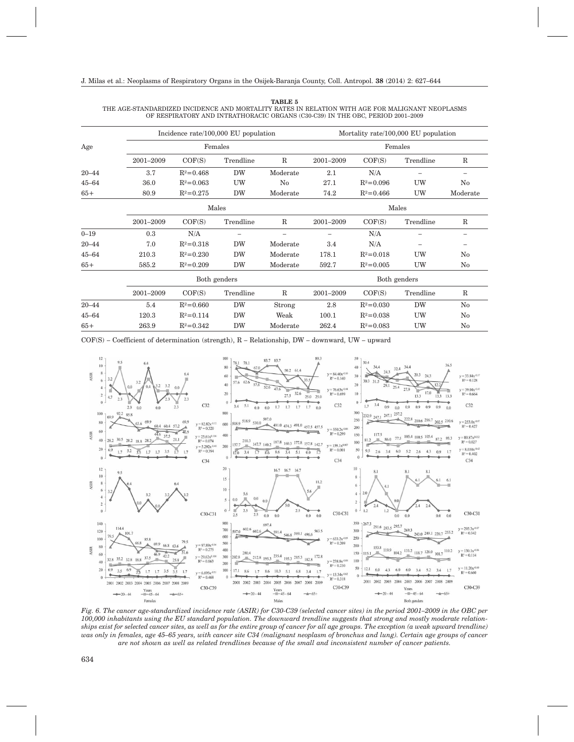**TABLE 5**
THE AGE-STANDARDIZED INCIDENCE AND MORTALITY RATES IN RELATION WITH AGE FOR MALIGNANT NEOPLASMS OF RESPIRATORY AND INTRATHORACIC ORGANS (C30-C39) IN THE OBC, PERIOD 2001–2009

| Age | Incidence rate/100,000 EU population | | | | Mortality rate/100,000 EU population | | | |
|---|---|---|---|---|---|---|---|---|
| | Females | | | | Females | | | |
| | 2001–2009 | COF(S) | Trendline | R | 2001–2009 | COF(S) | Trendline | R |
| 20–44 | 3.7 | $R^2$=0.468 | DW | Moderate | 2.1 | N/A | – | – |
| 45–64 | 36.0 | $R^2$=0.063 | UW | No | 27.1 | $R^2$=0.096 | UW | No |
| 65+ | 80.9 | $R^2$=0.275 | DW | Moderate | 74.2 | $R^2$=0.466 | UW | Moderate |
| | Males | | | | Males | | | |
| | 2001–2009 | COF(S) | Trendline | R | 2001–2009 | COF(S) | Trendline | R |
| 0–19 | 0.3 | N/A | – | – | – | N/A | – | – |
| 20–44 | 7.0 | $R^2$=0.318 | DW | Moderate | 3.4 | N/A | – | – |
| 45–64 | 210.3 | $R^2$=0.230 | DW | Moderate | 178.1 | $R^2$=0.018 | UW | No |
| 65+ | 585.2 | $R^2$=0.209 | DW | Moderate | 592.7 | $R^2$=0.005 | UW | No |
| | Both genders | | | | Both genders | | | |
| | 2001–2009 | COF(S) | Trendline | R | 2001–2009 | COF(S) | Trendline | R |
| 20–44 | 5.4 | $R^2$=0.660 | DW | Strong | 2.8 | $R^2$=0.030 | DW | No |
| 45–64 | 120.3 | $R^2$=0.114 | DW | Weak | 100.1 | $R^2$=0.038 | UW | No |
| 65+ | 263.9 | $R^2$=0.342 | DW | Moderate | 262.4 | $R^2$=0.083 | UW | No |

COF(S) – Coefficient of determination (strength), R – Relationship, DW – downward, UW – upward

*Fig. 6. The cancer age-standardized incidence rate (ASIR) for C30-C39 (selected cancer sites) in the period 2001–2009 in the OBC per 100,000 inhabitants using the EU standard population. The downward trendline suggests that strong and mostly moderate relationships exist for selected cancer sites, as well as for the entire group of cancer for all age groups. The exception (a weak upward trendline) was only in females, age 45–65 years, with cancer site C34 (malignant neoplasm of bronchus and lung). Certain age groups of cancer are not shown as well as related trendlines because of the small and inconsistent number of cancer patients.*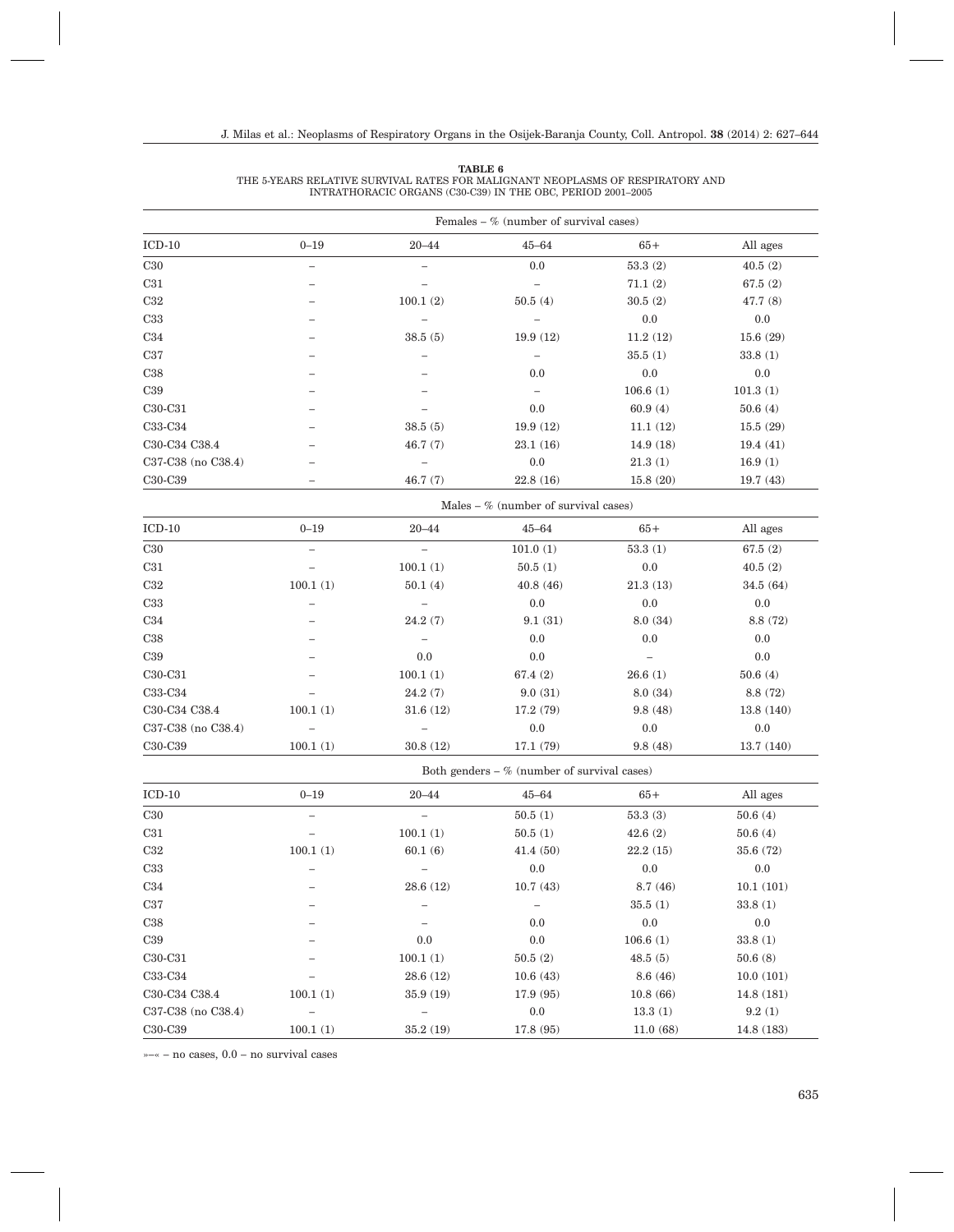**TABLE 6**
THE 5-YEARS RELATIVE SURVIVAL RATES FOR MALIGNANT NEOPLASMS OF RESPIRATORY AND INTRATHORACIC ORGANS (C30-C39) IN THE OBC, PERIOD 2001–2005

| ICD-10 | 0–19 | 20–44 | 45–64 | 65+ | All ages |
|---|---|---|---|---|---|
| | Females – % (number of survival cases) | | | | |
| C30 | – | – | 0.0 | 53.3 (2) | 40.5 (2) |
| C31 | – | – | – | 71.1 (2) | 67.5 (2) |
| C32 | – | 100.1 (2) | 50.5 (4) | 30.5 (2) | 47.7 (8) |
| C33 | – | – | – | 0.0 | 0.0 |
| C34 | – | 38.5 (5) | 19.9 (12) | 11.2 (12) | 15.6 (29) |
| C37 | – | – | – | 35.5 (1) | 33.8 (1) |
| C38 | – | – | 0.0 | 0.0 | 0.0 |
| C39 | – | – | – | 106.6 (1) | 101.3 (1) |
| C30-C31 | – | – | 0.0 | 60.9 (4) | 50.6 (4) |
| C33-C34 | – | 38.5 (5) | 19.9 (12) | 11.1 (12) | 15.5 (29) |
| C30-C34 C38.4 | – | 46.7 (7) | 23.1 (16) | 14.9 (18) | 19.4 (41) |
| C37-C38 (no C38.4) | – | – | 0.0 | 21.3 (1) | 16.9 (1) |
| C30-C39 | – | 46.7 (7) | 22.8 (16) | 15.8 (20) | 19.7 (43) |
| | Males – % (number of survival cases) | | | | |
| C30 | – | – | 101.0 (1) | 53.3 (1) | 67.5 (2) |
| C31 | – | 100.1 (1) | 50.5 (1) | 0.0 | 40.5 (2) |
| C32 | 100.1 (1) | 50.1 (4) | 40.8 (46) | 21.3 (13) | 34.5 (64) |
| C33 | – | – | 0.0 | 0.0 | 0.0 |
| C34 | – | 24.2 (7) | 9.1 (31) | 8.0 (34) | 8.8 (72) |
| C38 | – | – | 0.0 | 0.0 | 0.0 |
| C39 | – | 0.0 | 0.0 | – | 0.0 |
| C30-C31 | – | 100.1 (1) | 67.4 (2) | 26.6 (1) | 50.6 (4) |
| C33-C34 | – | 24.2 (7) | 9.0 (31) | 8.0 (34) | 8.8 (72) |
| C30-C34 C38.4 | 100.1 (1) | 31.6 (12) | 17.2 (79) | 9.8 (48) | 13.8 (140) |
| C37-C38 (no C38.4) | – | – | 0.0 | 0.0 | 0.0 |
| C30-C39 | 100.1 (1) | 30.8 (12) | 17.1 (79) | 9.8 (48) | 13.7 (140) |
| | Both genders – % (number of survival cases) | | | | |
| C30 | – | – | 50.5 (1) | 53.3 (3) | 50.6 (4) |
| C31 | – | 100.1 (1) | 50.5 (1) | 42.6 (2) | 50.6 (4) |
| C32 | 100.1 (1) | 60.1 (6) | 41.4 (50) | 22.2 (15) | 35.6 (72) |
| C33 | – | – | 0.0 | 0.0 | 0.0 |
| C34 | – | 28.6 (12) | 10.7 (43) | 8.7 (46) | 10.1 (101) |
| C37 | – | – | – | 35.5 (1) | 33.8 (1) |
| C38 | – | – | 0.0 | 0.0 | 0.0 |
| C39 | – | 0.0 | 0.0 | 106.6 (1) | 33.8 (1) |
| C30-C31 | – | 100.1 (1) | 50.5 (2) | 48.5 (5) | 50.6 (8) |
| C33-C34 | – | 28.6 (12) | 10.6 (43) | 8.6 (46) | 10.0 (101) |
| C30-C34 C38.4 | 100.1 (1) | 35.9 (19) | 17.9 (95) | 10.8 (66) | 14.8 (181) |
| C37-C38 (no C38.4) | – | – | 0.0 | 13.3 (1) | 9.2 (1) |
| C30-C39 | 100.1 (1) | 35.2 (19) | 17.8 (95) | 11.0 (68) | 14.8 (183) |

»–« – no cases, 0.0 – no survival cases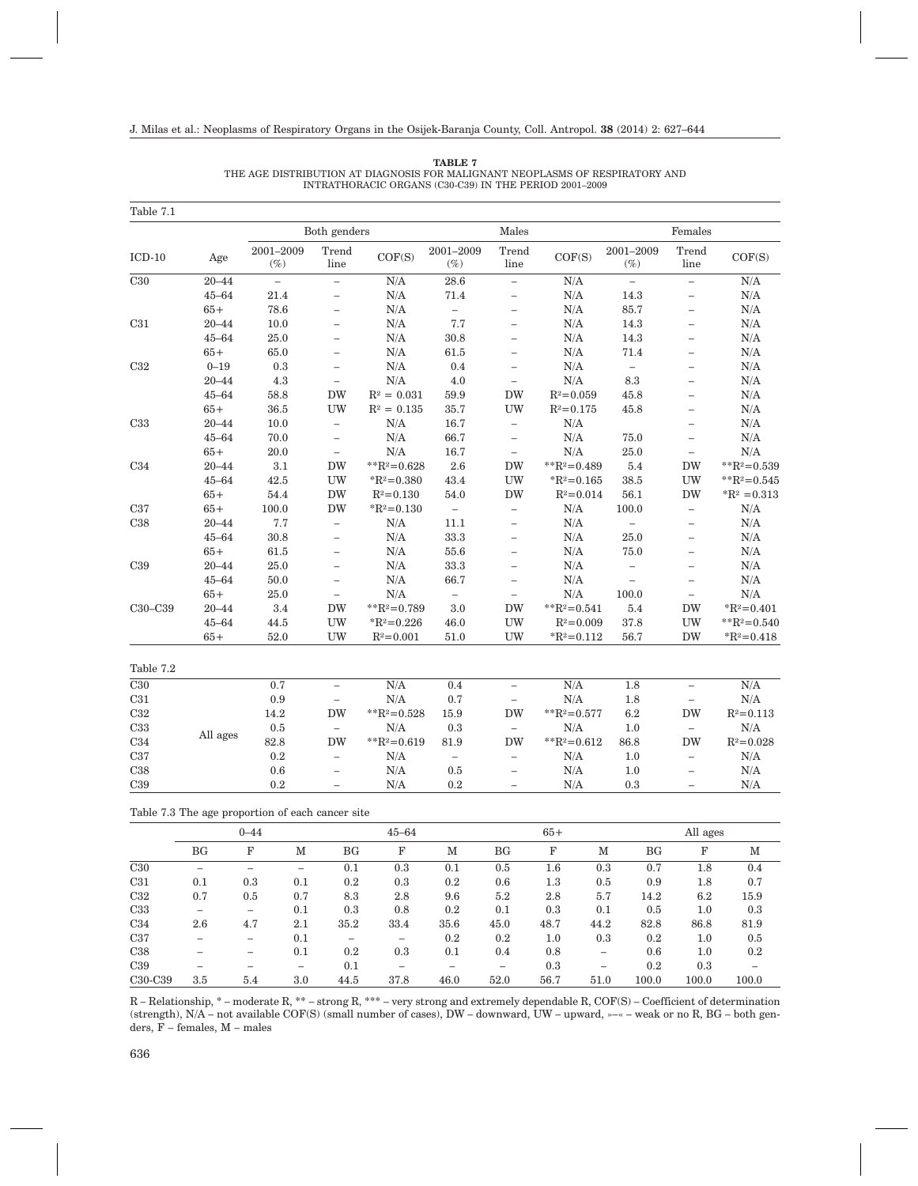**TABLE 7**
THE AGE DISTRIBUTION AT DIAGNOSIS FOR MALIGNANT NEOPLASMS OF RESPIRATORY AND INTRATHORACIC ORGANS (C30-C39) IN THE PERIOD 2001–2009

Table 7.1

| | | Both genders | | | Males | | | Females | | |
|---|---|---|---|---|---|---|---|---|---|---|
| ICD-10 | Age | 2001–2009 (%) | Trend line | COF(S) | 2001–2009 (%) | Trend line | COF(S) | 2001–2009 (%) | Trend line | COF(S) |
| C30 | 20–44 | – | – | N/A | 28.6 | – | N/A | – | – | N/A |
| | 45–64 | 21.4 | – | N/A | 71.4 | – | N/A | 14.3 | – | N/A |
| | 65+ | 78.6 | – | N/A | – | – | N/A | 85.7 | – | N/A |
| C31 | 20–44 | 10.0 | – | N/A | 7.7 | – | N/A | 14.3 | – | N/A |
| | 45–64 | 25.0 | – | N/A | 30.8 | – | N/A | 14.3 | – | N/A |
| | 65+ | 65.0 | – | N/A | 61.5 | – | N/A | 71.4 | – | N/A |
| C32 | 0–19 | 0.3 | – | N/A | 0.4 | – | N/A | – | – | N/A |
| | 20–44 | 4.3 | – | N/A | 4.0 | – | N/A | 8.3 | – | N/A |
| | 45–64 | 58.8 | DW | $R^2 = 0.031$ | 59.9 | DW | $R^2=0.059$ | 45.8 | – | N/A |
| | 65+ | 36.5 | UW | $R^2 = 0.135$ | 35.7 | UW | $R^2=0.175$ | 45.8 | – | N/A |
| C33 | 20–44 | 10.0 | – | N/A | 16.7 | – | N/A | | – | N/A |
| | 45–64 | 70.0 | – | N/A | 66.7 | – | N/A | 75.0 | – | N/A |
| | 65+ | 20.0 | – | N/A | 16.7 | – | N/A | 25.0 | – | N/A |
| C34 | 20–44 | 3.1 | DW | **$R^2=0.628$ | 2.6 | DW | **$R^2=0.489$ | 5.4 | DW | **$R^2=0.539$ |
| | 45–64 | 42.5 | UW | *$R^2=0.380$ | 43.4 | UW | *$R^2=0.165$ | 38.5 | UW | **$R^2=0.545$ |
| | 65+ | 54.4 | DW | $R^2=0.130$ | 54.0 | DW | $R^2=0.014$ | 56.1 | DW | *$R^2 =0.313$ |
| C37 | 65+ | 100.0 | DW | *$R^2=0.130$ | – | – | N/A | 100.0 | – | N/A |
| C38 | 20–44 | 7.7 | – | N/A | 11.1 | – | N/A | – | – | N/A |
| | 45–64 | 30.8 | – | N/A | 33.3 | – | N/A | 25.0 | – | N/A |
| | 65+ | 61.5 | – | N/A | 55.6 | – | N/A | 75.0 | – | N/A |
| C39 | 20–44 | 25.0 | – | N/A | 33.3 | – | N/A | – | – | N/A |
| | 45–64 | 50.0 | – | N/A | 66.7 | – | N/A | – | – | N/A |
| | 65+ | 25.0 | – | N/A | – | – | N/A | 100.0 | – | N/A |
| C30–C39 | 20–44 | 3.4 | DW | **$R^2=0.789$ | 3.0 | DW | **$R^2=0.541$ | 5.4 | DW | *$R^2=0.401$ |
| | 45–64 | 44.5 | UW | *$R^2=0.226$ | 46.0 | UW | $R^2=0.009$ | 37.8 | UW | **$R^2=0.540$ |
| | 65+ | 52.0 | UW | $R^2=0.001$ | 51.0 | UW | *$R^2=0.112$ | 56.7 | DW | *$R^2=0.418$ |

Table 7.2

| | | | | | | | | | | |
|---|---|---|---|---|---|---|---|---|---|---|
| C30 | All ages | 0.7 | – | N/A | 0.4 | – | N/A | 1.8 | – | N/A |
| C31 | | 0.9 | – | N/A | 0.7 | – | N/A | 1.8 | – | N/A |
| C32 | | 14.2 | DW | **$R^2=0.528$ | 15.9 | DW | **$R^2=0.577$ | 6.2 | DW | $R^2=0.113$ |
| C33 | | 0.5 | – | N/A | 0.3 | – | N/A | 1.0 | – | N/A |
| C34 | | 82.8 | DW | **$R^2=0.619$ | 81.9 | DW | **$R^2=0.612$ | 86.8 | DW | $R^2=0.028$ |
| C37 | | 0.2 | – | N/A | – | – | N/A | 1.0 | – | N/A |
| C38 | | 0.6 | – | N/A | 0.5 | – | N/A | 1.0 | – | N/A |
| C39 | | 0.2 | – | N/A | 0.2 | – | N/A | 0.3 | – | N/A |

Table 7.3 The age proportion of each cancer site

| | 0–44 | | | 45–64 | | | 65+ | | | All ages | | |
|---|---|---|---|---|---|---|---|---|---|---|---|---|
| | BG | F | M | BG | F | M | BG | F | M | BG | F | M |
| C30 | – | – | – | 0.1 | 0.3 | 0.1 | 0.5 | 1.6 | 0.3 | 0.7 | 1.8 | 0.4 |
| C31 | 0.1 | 0.3 | 0.1 | 0.2 | 0.3 | 0.2 | 0.6 | 1.3 | 0.5 | 0.9 | 1.8 | 0.7 |
| C32 | 0.7 | 0.5 | 0.7 | 8.3 | 2.8 | 9.6 | 5.2 | 2.8 | 5.7 | 14.2 | 6.2 | 15.9 |
| C33 | – | – | 0.1 | 0.3 | 0.8 | 0.2 | 0.1 | 0.3 | 0.1 | 0.5 | 1.0 | 0.3 |
| C34 | 2.6 | 4.7 | 2.1 | 35.2 | 33.4 | 35.6 | 45.0 | 48.7 | 44.2 | 82.8 | 86.8 | 81.9 |
| C37 | – | – | 0.1 | – | – | 0.2 | 0.2 | 1.0 | 0.3 | 0.2 | 1.0 | 0.5 |
| C38 | – | – | 0.1 | 0.2 | 0.3 | 0.1 | 0.4 | 0.8 | – | 0.6 | 1.0 | 0.2 |
| C39 | – | – | – | 0.1 | – | – | – | 0.3 | – | 0.2 | 0.3 | – |
| C30-C39 | 3.5 | 5.4 | 3.0 | 44.5 | 37.8 | 46.0 | 52.0 | 56.7 | 51.0 | 100.0 | 100.0 | 100.0 |

R – Relationship, * – moderate R, ** – strong R, *** – very strong and extremely dependable R, COF(S) – Coefficient of determination (strength), N/A – not available COF(S) (small number of cases), DW – downward, UW – upward, »–« – weak or no R, BG – both genders, F – females, M – males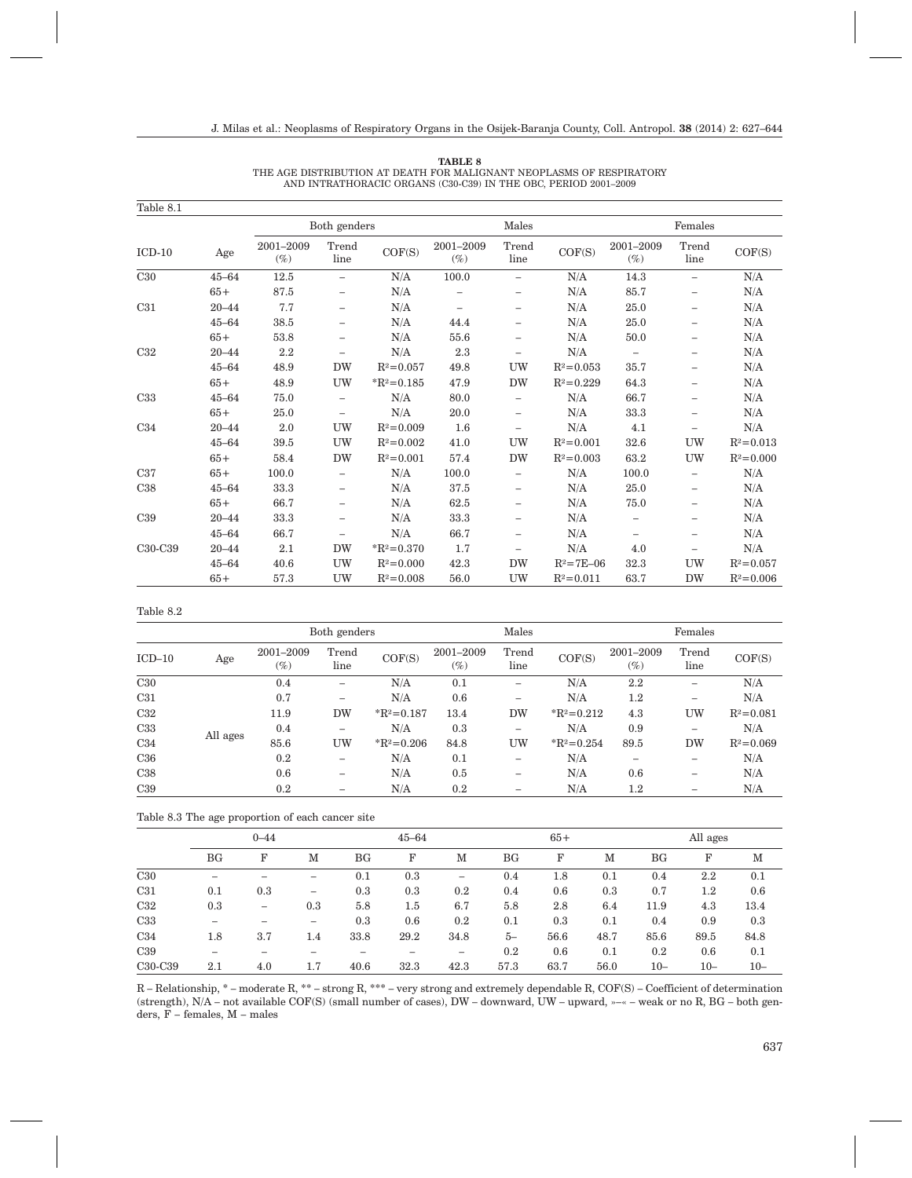**TABLE 8**
THE AGE DISTRIBUTION AT DEATH FOR MALIGNANT NEOPLASMS OF RESPIRATORY AND INTRATHORACIC ORGANS (C30-C39) IN THE OBC, PERIOD 2001–2009

Table 8.1

| ICD-10 | Age | Both genders | | | Males | | | Females | | |
|---|---|---|---|---|---|---|---|---|---|---|
| | | 2001–2009 (%) | Trend line | COF(S) | 2001–2009 (%) | Trend line | COF(S) | 2001–2009 (%) | Trend line | COF(S) |
| C30 | 45–64 | 12.5 | – | N/A | 100.0 | – | N/A | 14.3 | – | N/A |
| | 65+ | 87.5 | – | N/A | – | – | N/A | 85.7 | – | N/A |
| C31 | 20–44 | 7.7 | – | N/A | – | – | N/A | 25.0 | – | N/A |
| | 45–64 | 38.5 | – | N/A | 44.4 | – | N/A | 25.0 | – | N/A |
| | 65+ | 53.8 | – | N/A | 55.6 | – | N/A | 50.0 | – | N/A |
| C32 | 20–44 | 2.2 | – | N/A | 2.3 | – | N/A | – | – | N/A |
| | 45–64 | 48.9 | DW | $R^2$=0.057 | 49.8 | UW | $R^2$=0.053 | 35.7 | – | N/A |
| | 65+ | 48.9 | UW | *$R^2$=0.185 | 47.9 | DW | $R^2$=0.229 | 64.3 | – | N/A |
| C33 | 45–64 | 75.0 | – | N/A | 80.0 | – | N/A | 66.7 | – | N/A |
| | 65+ | 25.0 | – | N/A | 20.0 | – | N/A | 33.3 | – | N/A |
| C34 | 20–44 | 2.0 | UW | $R^2$=0.009 | 1.6 | – | N/A | 4.1 | – | N/A |
| | 45–64 | 39.5 | UW | $R^2$=0.002 | 41.0 | UW | $R^2$=0.001 | 32.6 | UW | $R^2$=0.013 |
| | 65+ | 58.4 | DW | $R^2$=0.001 | 57.4 | DW | $R^2$=0.003 | 63.2 | UW | $R^2$=0.000 |
| C37 | 65+ | 100.0 | – | N/A | 100.0 | – | N/A | 100.0 | – | N/A |
| C38 | 45–64 | 33.3 | – | N/A | 37.5 | – | N/A | 25.0 | – | N/A |
| | 65+ | 66.7 | – | N/A | 62.5 | – | N/A | 75.0 | – | N/A |
| C39 | 20–44 | 33.3 | – | N/A | 33.3 | – | N/A | – | – | N/A |
| | 45–64 | 66.7 | – | N/A | 66.7 | – | N/A | – | – | N/A |
| C30-C39 | 20–44 | 2.1 | DW | *$R^2$=0.370 | 1.7 | – | N/A | 4.0 | – | N/A |
| | 45–64 | 40.6 | UW | $R^2$=0.000 | 42.3 | DW | $R^2$=7E–06 | 32.3 | UW | $R^2$=0.057 |
| | 65+ | 57.3 | UW | $R^2$=0.008 | 56.0 | UW | $R^2$=0.011 | 63.7 | DW | $R^2$=0.006 |

Table 8.2

| ICD–10 | Age | Both genders | | | Males | | | Females | | |
|---|---|---|---|---|---|---|---|---|---|---|
| | | 2001–2009 (%) | Trend line | COF(S) | 2001–2009 (%) | Trend line | COF(S) | 2001–2009 (%) | Trend line | COF(S) |
| C30 | All ages | 0.4 | – | N/A | 0.1 | – | N/A | 2.2 | – | N/A |
| C31 | | 0.7 | – | N/A | 0.6 | – | N/A | 1.2 | – | N/A |
| C32 | | 11.9 | DW | *$R^2$=0.187 | 13.4 | DW | *$R^2$=0.212 | 4.3 | UW | $R^2$=0.081 |
| C33 | | 0.4 | – | N/A | 0.3 | – | N/A | 0.9 | – | N/A |
| C34 | | 85.6 | UW | *$R^2$=0.206 | 84.8 | UW | *$R^2$=0.254 | 89.5 | DW | $R^2$=0.069 |
| C36 | | 0.2 | – | N/A | 0.1 | – | N/A | – | – | N/A |
| C38 | | 0.6 | – | N/A | 0.5 | – | N/A | 0.6 | – | N/A |
| C39 | | 0.2 | – | N/A | 0.2 | – | N/A | 1.2 | – | N/A |

Table 8.3 The age proportion of each cancer site

| | 0–44 | | | 45–64 | | | 65+ | | | All ages | | |
|---|---|---|---|---|---|---|---|---|---|---|---|---|
| | BG | F | M | BG | F | M | BG | F | M | BG | F | M |
| C30 | – | – | – | 0.1 | 0.3 | – | 0.4 | 1.8 | 0.1 | 0.4 | 2.2 | 0.1 |
| C31 | 0.1 | 0.3 | – | 0.3 | 0.3 | 0.2 | 0.4 | 0.6 | 0.3 | 0.7 | 1.2 | 0.6 |
| C32 | 0.3 | – | 0.3 | 5.8 | 1.5 | 6.7 | 5.8 | 2.8 | 6.4 | 11.9 | 4.3 | 13.4 |
| C33 | – | – | – | 0.3 | 0.6 | 0.2 | 0.1 | 0.3 | 0.1 | 0.4 | 0.9 | 0.3 |
| C34 | 1.8 | 3.7 | 1.4 | 33.8 | 29.2 | 34.8 | 5– | 56.6 | 48.7 | 85.6 | 89.5 | 84.8 |
| C39 | – | – | – | – | – | – | 0.2 | 0.6 | 0.1 | 0.2 | 0.6 | 0.1 |
| C30-C39 | 2.1 | 4.0 | 1.7 | 40.6 | 32.3 | 42.3 | 57.3 | 63.7 | 56.0 | 10– | 10– | 10– |

R – Relationship, * – moderate R, ** – strong R, *** – very strong and extremely dependable R, COF(S) – Coefficient of determination (strength), N/A – not available COF(S) (small number of cases), DW – downward, UW – upward, »–« – weak or no R, BG – both genders, F – females, M – males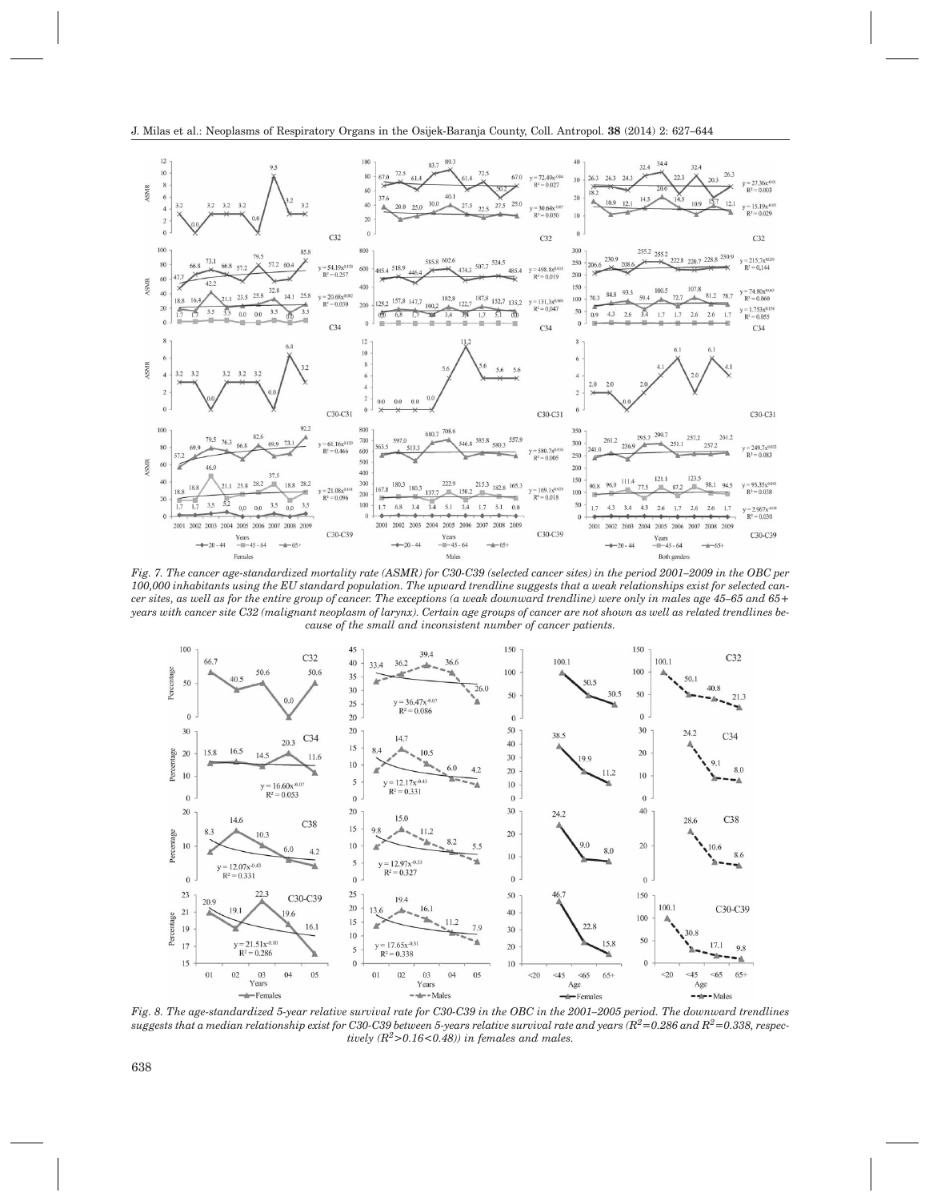*Fig. 7. The cancer age-standardized mortality rate (ASMR) for C30-C39 (selected cancer sites) in the period 2001–2009 in the OBC per 100,000 inhabitants using the EU standard population. The upward trendline suggests that a weak relationships exist for selected cancer sites, as well as for the entire group of cancer. The exceptions (a weak downward trendline) were only in males age 45–65 and 65+ years with cancer site C32 (malignant neoplasm of larynx). Certain age groups of cancer are not shown as well as related trendlines because of the small and inconsistent number of cancer patients.*

*Fig. 8. The age-standardized 5-year relative survival rate for C30-C39 in the OBC in the 2001–2005 period. The downward trendlines suggests that a median relationship exist for C30-C39 between 5-years relative survival rate and years ($R^2$=0.286 and $R^2$=0.338, respectively ($R^2$>0.16<0.48)) in females and males.*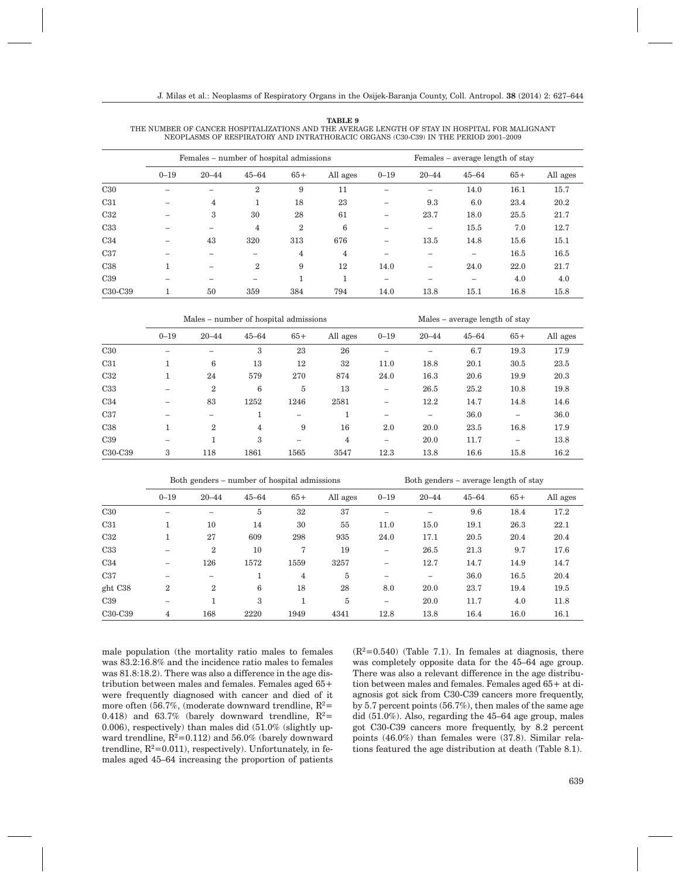**TABLE 9**
THE NUMBER OF CANCER HOSPITALIZATIONS AND THE AVERAGE LENGTH OF STAY IN HOSPITAL FOR MALIGNANT NEOPLASMS OF RESPIRATORY AND INTRATHORACIC ORGANS (C30-C39) IN THE PERIOD 2001–2009

| | Females – number of hospital admissions | | | | | Females – average length of stay | | | | |
|---|---|---|---|---|---|---|---|---|---|---|
| | 0–19 | 20–44 | 45–64 | 65+ | All ages | 0–19 | 20–44 | 45–64 | 65+ | All ages |
| C30 | – | – | 2 | 9 | 11 | – | – | 14.0 | 16.1 | 15.7 |
| C31 | – | 4 | 1 | 18 | 23 | – | 9.3 | 6.0 | 23.4 | 20.2 |
| C32 | – | 3 | 30 | 28 | 61 | – | 23.7 | 18.0 | 25.5 | 21.7 |
| C33 | – | – | 4 | 2 | 6 | – | – | 15.5 | 7.0 | 12.7 |
| C34 | – | 43 | 320 | 313 | 676 | – | 13.5 | 14.8 | 15.6 | 15.1 |
| C37 | – | – | – | 4 | 4 | – | – | – | 16.5 | 16.5 |
| C38 | 1 | – | 2 | 9 | 12 | 14.0 | – | 24.0 | 22.0 | 21.7 |
| C39 | – | – | – | 1 | 1 | – | – | – | 4.0 | 4.0 |
| C30-C39 | 1 | 50 | 359 | 384 | 794 | 14.0 | 13.8 | 15.1 | 16.8 | 15.8 |

| | Males – number of hospital admissions | | | | | Males – average length of stay | | | | |
|---|---|---|---|---|---|---|---|---|---|---|
| | 0–19 | 20–44 | 45–64 | 65+ | All ages | 0–19 | 20–44 | 45–64 | 65+ | All ages |
| C30 | – | – | 3 | 23 | 26 | – | – | 6.7 | 19.3 | 17.9 |
| C31 | 1 | 6 | 13 | 12 | 32 | 11.0 | 18.8 | 20.1 | 30.5 | 23.5 |
| C32 | 1 | 24 | 579 | 270 | 874 | 24.0 | 16.3 | 20.6 | 19.9 | 20.3 |
| C33 | – | 2 | 6 | 5 | 13 | – | 26.5 | 25.2 | 10.8 | 19.8 |
| C34 | – | 83 | 1252 | 1246 | 2581 | – | 12.2 | 14.7 | 14.8 | 14.6 |
| C37 | – | – | 1 | – | 1 | – | – | 36.0 | – | 36.0 |
| C38 | 1 | 2 | 4 | 9 | 16 | 2.0 | 20.0 | 23.5 | 16.8 | 17.9 |
| C39 | – | 1 | 3 | – | 4 | – | 20.0 | 11.7 | – | 13.8 |
| C30-C39 | 3 | 118 | 1861 | 1565 | 3547 | 12.3 | 13.8 | 16.6 | 15.8 | 16.2 |

| | Both genders – number of hospital admissions | | | | | Both genders – average length of stay | | | | |
|---|---|---|---|---|---|---|---|---|---|---|
| | 0–19 | 20–44 | 45–64 | 65+ | All ages | 0–19 | 20–44 | 45–64 | 65+ | All ages |
| C30 | – | – | 5 | 32 | 37 | – | – | 9.6 | 18.4 | 17.2 |
| C31 | 1 | 10 | 14 | 30 | 55 | 11.0 | 15.0 | 19.1 | 26.3 | 22.1 |
| C32 | 1 | 27 | 609 | 298 | 935 | 24.0 | 17.1 | 20.5 | 20.4 | 20.4 |
| C33 | – | 2 | 10 | 7 | 19 | – | 26.5 | 21.3 | 9.7 | 17.6 |
| C34 | – | 126 | 1572 | 1559 | 3257 | – | 12.7 | 14.7 | 14.9 | 14.7 |
| C37 | – | – | 1 | 4 | 5 | – | – | 36.0 | 16.5 | 20.4 |
| ght C38 | 2 | 2 | 6 | 18 | 28 | 8.0 | 20.0 | 23.7 | 19.4 | 19.5 |
| C39 | – | 1 | 3 | 1 | 5 | – | 20.0 | 11.7 | 4.0 | 11.8 |
| C30-C39 | 4 | 168 | 2220 | 1949 | 4341 | 12.8 | 13.8 | 16.4 | 16.0 | 16.1 |

male population (the mortality ratio males to females was 83.2:16.8% and the incidence ratio males to females was 81.8:18.2). There was also a difference in the age distribution between males and females. Females aged 65+ were frequently diagnosed with cancer and died of it more often (56.7%, (moderate downward trendline, $R^2$= 0.418) and 63.7% (barely downward trendline, $R^2$= 0.006), respectively) than males did (51.0% (slightly upward trendline, $R^2$=0.112) and 56.0% (barely downward trendline, $R^2$=0.011), respectively). Unfortunately, in females aged 45–64 increasing the proportion of patients ($R^2$=0.540) (Table 7.1). In females at diagnosis, there was completely opposite data for the 45–64 age group. There was also a relevant difference in the age distribution between males and females. Females aged 65+ at diagnosis got sick from C30-C39 cancers more frequently, by 5.7 percent points (56.7%), then males of the same age did (51.0%). Also, regarding the 45–64 age group, males got C30-C39 cancers more frequently, by 8.2 percent points (46.0%) than females were (37.8). Similar relations featured the age distribution at death (Table 8.1).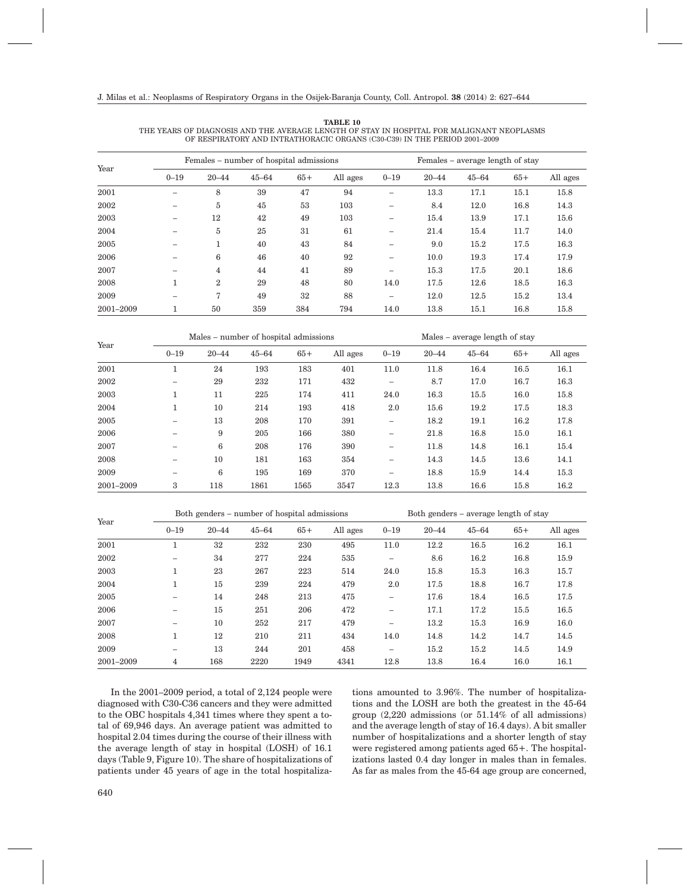**TABLE 10**
THE YEARS OF DIAGNOSIS AND THE AVERAGE LENGTH OF STAY IN HOSPITAL FOR MALIGNANT NEOPLASMS OF RESPIRATORY AND INTRATHORACIC ORGANS (C30-C39) IN THE PERIOD 2001–2009

| Year | Females – number of hospital admissions | | | | | Females – average length of stay | | | | |
|---|---|---|---|---|---|---|---|---|---|---|
| | 0–19 | 20–44 | 45–64 | 65+ | All ages | 0–19 | 20–44 | 45–64 | 65+ | All ages |
| 2001 | – | 8 | 39 | 47 | 94 | – | 13.3 | 17.1 | 15.1 | 15.8 |
| 2002 | – | 5 | 45 | 53 | 103 | – | 8.4 | 12.0 | 16.8 | 14.3 |
| 2003 | – | 12 | 42 | 49 | 103 | – | 15.4 | 13.9 | 17.1 | 15.6 |
| 2004 | – | 5 | 25 | 31 | 61 | – | 21.4 | 15.4 | 11.7 | 14.0 |
| 2005 | – | 1 | 40 | 43 | 84 | – | 9.0 | 15.2 | 17.5 | 16.3 |
| 2006 | – | 6 | 46 | 40 | 92 | – | 10.0 | 19.3 | 17.4 | 17.9 |
| 2007 | – | 4 | 44 | 41 | 89 | – | 15.3 | 17.5 | 20.1 | 18.6 |
| 2008 | 1 | 2 | 29 | 48 | 80 | 14.0 | 17.5 | 12.6 | 18.5 | 16.3 |
| 2009 | – | 7 | 49 | 32 | 88 | – | 12.0 | 12.5 | 15.2 | 13.4 |
| 2001–2009 | 1 | 50 | 359 | 384 | 794 | 14.0 | 13.8 | 15.1 | 16.8 | 15.8 |

| Year | Males – number of hospital admissions | | | | | Males – average length of stay | | | | |
|---|---|---|---|---|---|---|---|---|---|---|
| | 0–19 | 20–44 | 45–64 | 65+ | All ages | 0–19 | 20–44 | 45–64 | 65+ | All ages |
| 2001 | 1 | 24 | 193 | 183 | 401 | 11.0 | 11.8 | 16.4 | 16.5 | 16.1 |
| 2002 | – | 29 | 232 | 171 | 432 | – | 8.7 | 17.0 | 16.7 | 16.3 |
| 2003 | 1 | 11 | 225 | 174 | 411 | 24.0 | 16.3 | 15.5 | 16.0 | 15.8 |
| 2004 | 1 | 10 | 214 | 193 | 418 | 2.0 | 15.6 | 19.2 | 17.5 | 18.3 |
| 2005 | – | 13 | 208 | 170 | 391 | – | 18.2 | 19.1 | 16.2 | 17.8 |
| 2006 | – | 9 | 205 | 166 | 380 | – | 21.8 | 16.8 | 15.0 | 16.1 |
| 2007 | – | 6 | 208 | 176 | 390 | – | 11.8 | 14.8 | 16.1 | 15.4 |
| 2008 | – | 10 | 181 | 163 | 354 | – | 14.3 | 14.5 | 13.6 | 14.1 |
| 2009 | – | 6 | 195 | 169 | 370 | – | 18.8 | 15.9 | 14.4 | 15.3 |
| 2001–2009 | 3 | 118 | 1861 | 1565 | 3547 | 12.3 | 13.8 | 16.6 | 15.8 | 16.2 |

| Year | Both genders – number of hospital admissions | | | | | Both genders – average length of stay | | | | |
|---|---|---|---|---|---|---|---|---|---|---|
| | 0–19 | 20–44 | 45–64 | 65+ | All ages | 0–19 | 20–44 | 45–64 | 65+ | All ages |
| 2001 | 1 | 32 | 232 | 230 | 495 | 11.0 | 12.2 | 16.5 | 16.2 | 16.1 |
| 2002 | – | 34 | 277 | 224 | 535 | – | 8.6 | 16.2 | 16.8 | 15.9 |
| 2003 | 1 | 23 | 267 | 223 | 514 | 24.0 | 15.8 | 15.3 | 16.3 | 15.7 |
| 2004 | 1 | 15 | 239 | 224 | 479 | 2.0 | 17.5 | 18.8 | 16.7 | 17.8 |
| 2005 | – | 14 | 248 | 213 | 475 | – | 17.6 | 18.4 | 16.5 | 17.5 |
| 2006 | – | 15 | 251 | 206 | 472 | – | 17.1 | 17.2 | 15.5 | 16.5 |
| 2007 | – | 10 | 252 | 217 | 479 | – | 13.2 | 15.3 | 16.9 | 16.0 |
| 2008 | 1 | 12 | 210 | 211 | 434 | 14.0 | 14.8 | 14.2 | 14.7 | 14.5 |
| 2009 | – | 13 | 244 | 201 | 458 | – | 15.2 | 15.2 | 14.5 | 14.9 |
| 2001–2009 | 4 | 168 | 2220 | 1949 | 4341 | 12.8 | 13.8 | 16.4 | 16.0 | 16.1 |

In the 2001–2009 period, a total of 2,124 people were diagnosed with C30-C36 cancers and they were admitted to the OBC hospitals 4,341 times where they spent a total of 69,946 days. An average patient was admitted to hospital 2.04 times during the course of their illness with the average length of stay in hospital (LOSH) of 16.1 days (Table 9, Figure 10). The share of hospitalizations of patients under 45 years of age in the total hospitalizations amounted to 3.96%. The number of hospitalizations and the LOSH are both the greatest in the 45-64 group (2,220 admissions (or 51.14% of all admissions) and the average length of stay of 16.4 days). A bit smaller number of hospitalizations and a shorter length of stay were registered among patients aged 65+. The hospitalizations lasted 0.4 day longer in males than in females. As far as males from the 45-64 age group are concerned,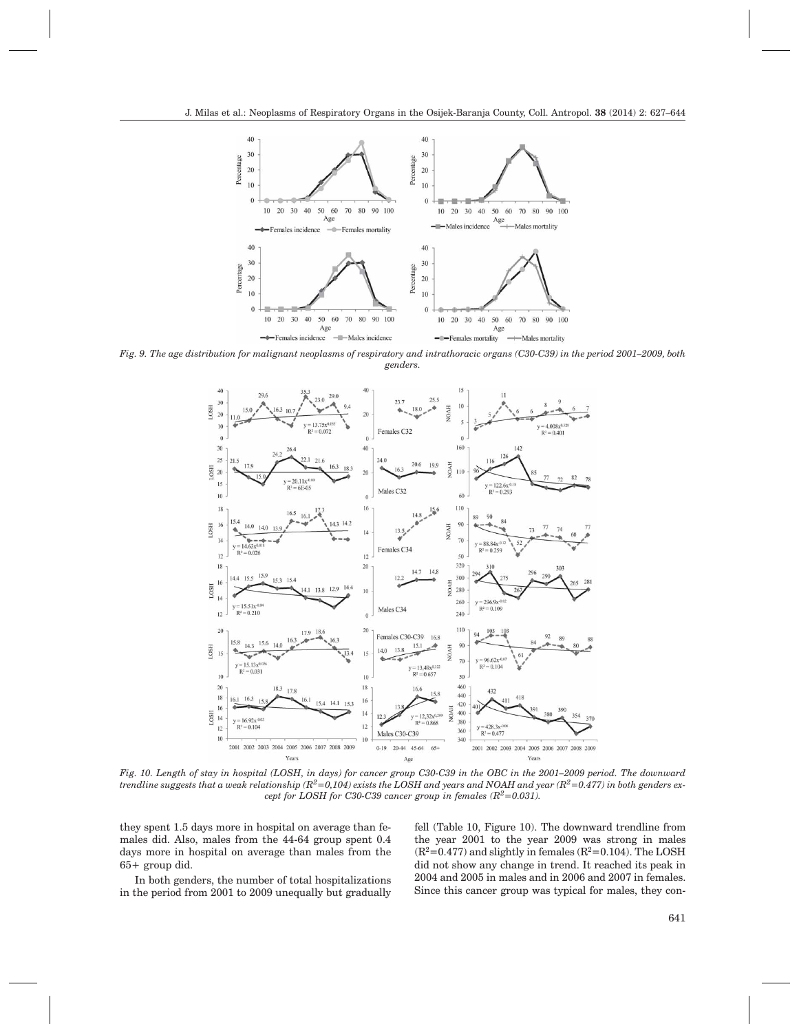40
30
Percentage
20
10
0
10 20 30 40 50 60 70 80 90 100
Age
Females incidence — Females mortality

40
30
Percentage
20
10
0
10 20 30 40 50 60 70 80 90 100
Age
Males incidence — Males mortality

40
30
Percentage
20
10
0
10 20 30 40 50 60 70 80 90 100
Age
Females incidence — Males incidence

40
30
Percentage
20
10
0
10 20 30 40 50 60 70 80 90 100
Age
Females mortality — Males mortality

*Fig. 9. The age distribution for malignant neoplasms of respiratory and intrathoracic organs (C30-C39) in the period 2001–2009, both genders.*

LOSH
11.0 15.0 29.6 16.3 10.7 35.3 23.0 29.0 9.4
$y = 13.75x^{0.085}$
$R^2 = 0.072$

Females C32
23.7 18.0 25.5

NOAH
3 5 11 6 6 8 9 6 7
$y = 4.008x^{0.320}$
$R^2 = 0.401$

LOSH
21.5 17.9 15.0 24.2 26.4 22.1 21.6 16.3 18.3
$y = 20.11x^{-0.00}$
$R^2 = 6E\text{-}05$

Males C32
24.0 16.3 20.6 19.9

NOAH
96 116 126 142 85 77 72 82 78
$y = 122.6x^{-0.18}$
$R^2 = 0.293$

LOSH
15.4 14.0 14.0 13.9 16.5 16.1 17.3 14.3 14.2
$y = 14.63x^{0.018}$
$R^2 = 0.026$

Females C34
13.5 14.8 15.6

NOAH
89 90 84 52 73 77 74 60 77
$y = 88.84x^{-0.12}$
$R^2 = 0.259$

LOSH
14.4 15.5 15.9 15.3 15.4 14.1 13.8 12.9 14.4
$y = 15.51x^{-0.04}$
$R^2 = 0.210$

Males C34
12.2 14.7 14.8

NOAH
294 310 275 267 296 290 303 265 281
$y = 296.9x^{-0.02}$
$R^2 = 0.109$

LOSH
15.8 14.3 15.6 14.0 16.3 17.9 18.6 16.3 13.4
$y = 15.13x^{0.026}$
$R^2 = 0.031$

Females C30-C39
14.0 13.8 15.1 16.8
$y = 13.49x^{0.122}$
$R^2 = 0.657$

NOAH
94 103 103 61 84 92 89 80 88
$y = 96.62x^{-0.07}$
$R^2 = 0.104$

LOSH
16.1 16.3 15.8 18.3 17.8 16.1 15.4 14.1 15.3
$y = 16.92x^{-0.03}$
$R^2 = 0.104$

Males C30-C39
12.3 13.8 16.6 15.8
$y = 12.32x^{0.209}$
$R^2 = 0.868$

NOAH
401 432 411 418 391 380 390 354 370
$y = 428.3x^{-0.06}$
$R^2 = 0.477$

2001 2002 2003 2004 2005 2006 2007 2008 2009
Years

0-19 20-44 45-64 65+
Age

2001 2002 2003 2004 2005 2006 2007 2008 2009
Years

*Fig. 10. Length of stay in hospital (LOSH, in days) for cancer group C30-C39 in the OBC in the 2001–2009 period. The downward trendline suggests that a weak relationship ($R^2$=0,104) exists the LOSH and years and NOAH and year ($R^2$=0.477) in both genders except for LOSH for C30-C39 cancer group in females ($R^2$=0.031).*

they spent 1.5 days more in hospital on average than females did. Also, males from the 44-64 group spent 0.4 days more in hospital on average than males from the 65+ group did.

In both genders, the number of total hospitalizations in the period from 2001 to 2009 unequally but gradually fell (Table 10, Figure 10). The downward trendline from the year 2001 to the year 2009 was strong in males ($R^2$=0.477) and slightly in females ($R^2$=0.104). The LOSH did not show any change in trend. It reached its peak in 2004 and 2005 in males and in 2006 and 2007 in females. Since this cancer group was typical for males, they con-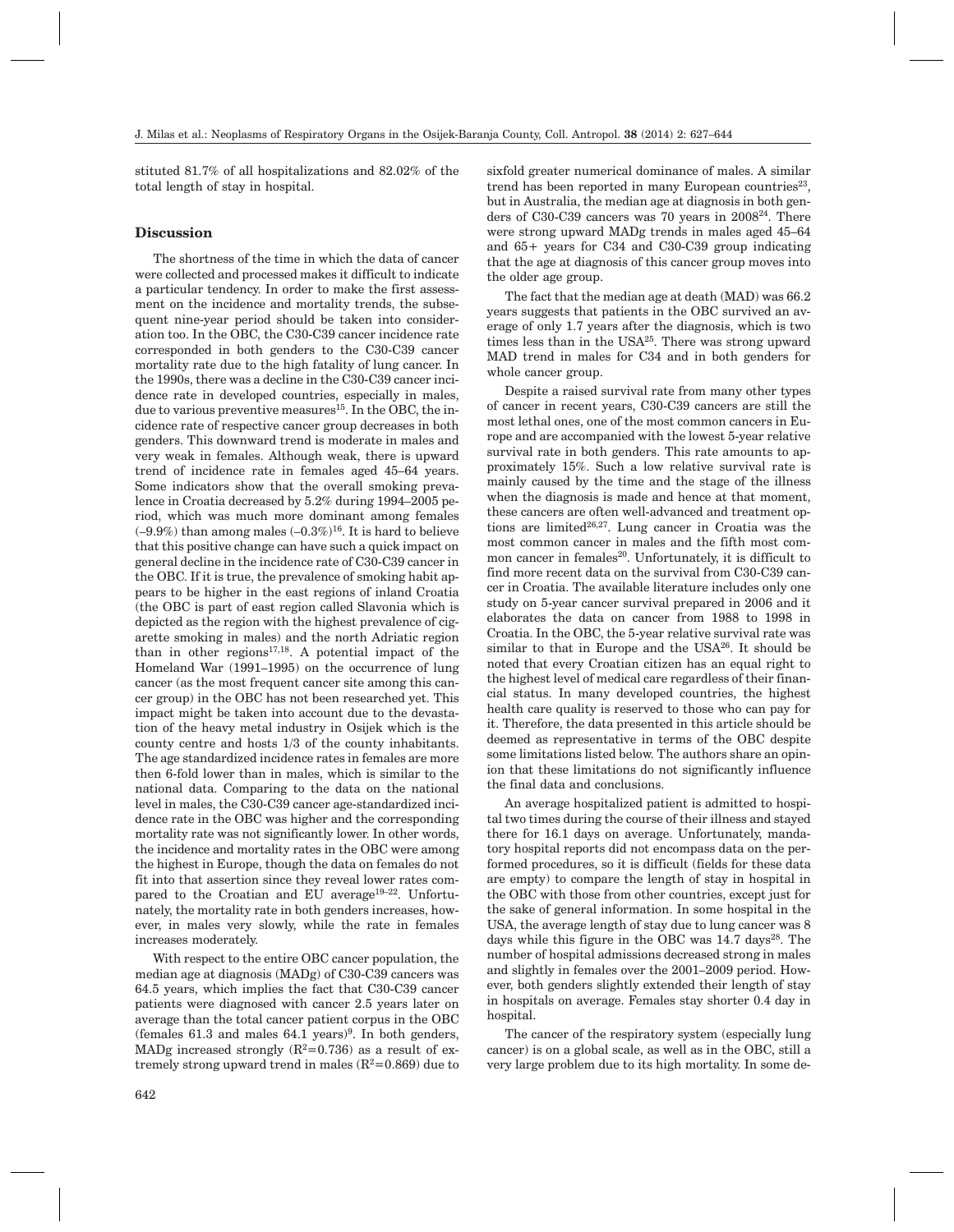stituted 81.7% of all hospitalizations and 82.02% of the total length of stay in hospital.

## Discussion

The shortness of the time in which the data of cancer were collected and processed makes it difficult to indicate a particular tendency. In order to make the first assessment on the incidence and mortality trends, the subsequent nine-year period should be taken into consideration too. In the OBC, the C30-C39 cancer incidence rate corresponded in both genders to the C30-C39 cancer mortality rate due to the high fatality of lung cancer. In the 1990s, there was a decline in the C30-C39 cancer incidence rate in developed countries, especially in males, due to various preventive measures[15]. In the OBC, the incidence rate of respective cancer group decreases in both genders. This downward trend is moderate in males and very weak in females. Although weak, there is upward trend of incidence rate in females aged 45–64 years. Some indicators show that the overall smoking prevalence in Croatia decreased by 5.2% during 1994–2005 period, which was much more dominant among females (–9.9%) than among males (–0.3%)[16]. It is hard to believe that this positive change can have such a quick impact on general decline in the incidence rate of C30-C39 cancer in the OBC. If it is true, the prevalence of smoking habit appears to be higher in the east regions of inland Croatia (the OBC is part of east region called Slavonia which is depicted as the region with the highest prevalence of cigarette smoking in males) and the north Adriatic region than in other regions[17,18]. A potential impact of the Homeland War (1991–1995) on the occurrence of lung cancer (as the most frequent cancer site among this cancer group) in the OBC has not been researched yet. This impact might be taken into account due to the devastation of the heavy metal industry in Osijek which is the county centre and hosts 1/3 of the county inhabitants. The age standardized incidence rates in females are more then 6-fold lower than in males, which is similar to the national data. Comparing to the data on the national level in males, the C30-C39 cancer age-standardized incidence rate in the OBC was higher and the corresponding mortality rate was not significantly lower. In other words, the incidence and mortality rates in the OBC were among the highest in Europe, though the data on females do not fit into that assertion since they reveal lower rates compared to the Croatian and EU average[19–22]. Unfortunately, the mortality rate in both genders increases, however, in males very slowly, while the rate in females increases moderately.

With respect to the entire OBC cancer population, the median age at diagnosis (MADg) of C30-C39 cancers was 64.5 years, which implies the fact that C30-C39 cancer patients were diagnosed with cancer 2.5 years later on average than the total cancer patient corpus in the OBC (females 61.3 and males 64.1 years)[9]. In both genders, MADg increased strongly ($R^2$=0.736) as a result of extremely strong upward trend in males ($R^2$=0.869) due to sixfold greater numerical dominance of males. A similar trend has been reported in many European countries[23], but in Australia, the median age at diagnosis in both genders of C30-C39 cancers was 70 years in 2008[24]. There were strong upward MADg trends in males aged 45–64 and 65+ years for C34 and C30-C39 group indicating that the age at diagnosis of this cancer group moves into the older age group.

The fact that the median age at death (MAD) was 66.2 years suggests that patients in the OBC survived an average of only 1.7 years after the diagnosis, which is two times less than in the USA[25]. There was strong upward MAD trend in males for C34 and in both genders for whole cancer group.

Despite a raised survival rate from many other types of cancer in recent years, C30-C39 cancers are still the most lethal ones, one of the most common cancers in Europe and are accompanied with the lowest 5-year relative survival rate in both genders. This rate amounts to approximately 15%. Such a low relative survival rate is mainly caused by the time and the stage of the illness when the diagnosis is made and hence at that moment, these cancers are often well-advanced and treatment options are limited[26,27]. Lung cancer in Croatia was the most common cancer in males and the fifth most common cancer in females[20]. Unfortunately, it is difficult to find more recent data on the survival from C30-C39 cancer in Croatia. The available literature includes only one study on 5-year cancer survival prepared in 2006 and it elaborates the data on cancer from 1988 to 1998 in Croatia. In the OBC, the 5-year relative survival rate was similar to that in Europe and the USA[26]. It should be noted that every Croatian citizen has an equal right to the highest level of medical care regardless of their financial status. In many developed countries, the highest health care quality is reserved to those who can pay for it. Therefore, the data presented in this article should be deemed as representative in terms of the OBC despite some limitations listed below. The authors share an opinion that these limitations do not significantly influence the final data and conclusions.

An average hospitalized patient is admitted to hospital two times during the course of their illness and stayed there for 16.1 days on average. Unfortunately, mandatory hospital reports did not encompass data on the performed procedures, so it is difficult (fields for these data are empty) to compare the length of stay in hospital in the OBC with those from other countries, except just for the sake of general information. In some hospital in the USA, the average length of stay due to lung cancer was 8 days while this figure in the OBC was 14.7 days[28]. The number of hospital admissions decreased strong in males and slightly in females over the 2001–2009 period. However, both genders slightly extended their length of stay in hospitals on average. Females stay shorter 0.4 day in hospital.

The cancer of the respiratory system (especially lung cancer) is on a global scale, as well as in the OBC, still a very large problem due to its high mortality. In some de-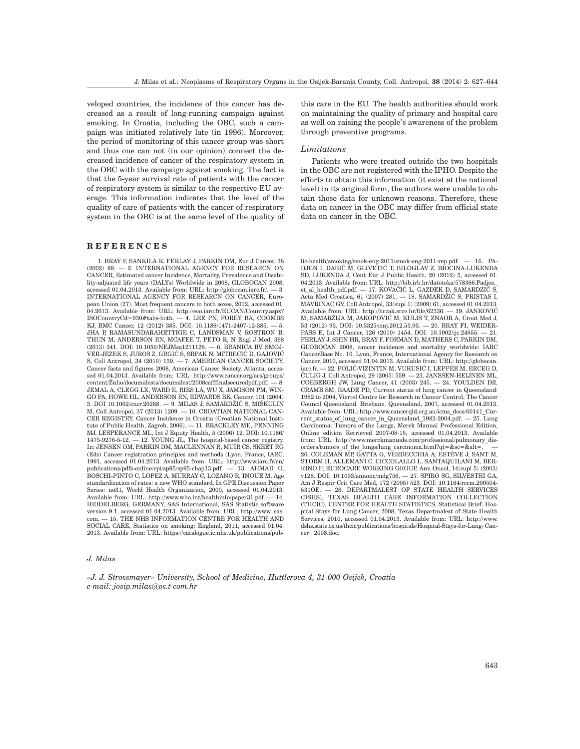veloped countries, the incidence of this cancer has decreased as a result of long-running campaign against smoking. In Croatia, including the OBC, such a campaign was initiated relatively late (in 1996). Moreover, the period of monitoring of this cancer group was short and thus one can not (in our opinion) connect the decreased incidence of cancer of the respiratory system in the OBC with the campaign against smoking. The fact is that the 5-year survival rate of patients with the cancer of respiratory system is similar to the respective EU average. This information indicates that the level of the quality of care of patients with the cancer of respiratory system in the OBC is at the same level of the quality of this care in the EU. The health authorities should work on maintaining the quality of primary and hospital care as well on raising the people's awareness of the problem through preventive programs.

### *Limitations*

Patients who were treated outside the two hospitals in the OBC are not registered with the IPHO. Despite the efforts to obtain this information (it exist at the national level) in its original form, the authors were unable to obtain those data for unknown reasons. Therefore, these data on cancer in the OBC may differ from official state data on cancer in the OBC.

## REFERENCES

1. BRAY F, SANKILA R, FERLAY J, PARKIN DM, Eur J Cancer, 38 (2002) 99. — 2. INTERNATIONAL AGENCY FOR RESEARCN ON CANCER, Estimated cancer Incidence, Mortality, Prevalence and Disability-adjusted life years (DALYs) Worldwide in 2008, GLOBOCAN 2008, accessed 01.04.2013. Available from: URL: http://globocan.iarc.fr/. — 3. INTERNATIONAL AGENCY FOR RESEARCN ON CANCER, European Union (27), Most frequent cancers in both sexes, 2012, accessed 01. 04.2013. Available from: URL: http://eco.iarc.fr/EUCAN/Country.aspx?ISOCountryCd=930#tabs-both. — 4. LEE PN, FOREY BA, COOMBS KJ, BMC Cancer, 12 (2012) 385. DOI: 10.1186/1471-2407-12-385. — 5. JHA P, RAMASUNDARAHETTIGE C, LANDSMAN V, ROSTRON B, THUN M, ANDERSON RN, MCAFEE T, PETO R, N Engl J Med, 368 (2013) 341. DOI: 10.1056/NEJMsa1211128. — 6. BRANICA BV, SMOJVER-JEZEK S, JUROS Z, GRGIĆ S, SRPAK N, MITRECIĆ D, GAJOVIĆ S, Coll Antropol, 34 (2010) 159. — 7. AMERICAN CANCER SOCIETY, Cancer facts and figures 2008, American Cancer Society, Atlanta, accessed 01.04.2013. Available from: URL: http://www.cancer.org/acs/groups/content/Žnho/documalests/documalest/2008cafffinalsecuredpdf.pdf. — 8. JEMAL A, CLEGG LX, WARD E, RIES LA, WU X, JAMISON PM, WINGO PA, HOWE HL, ANDERSON RN, EDWARDS BK. Cancer, 101 (2004) 3. DOI 10.1002/cncr.20288. — 9. MILAS J, SAMARDŽIĆ S, MIŠKULIN M, Coll Antropol, 37 (2013) 1209. — 10. CROATIAN NATIONAL CANCER REGISTRY, Cancer Incidence in Croatia (Croatian National Institute of Public Health, Zagreb, 2006). — 11. BRACKLEY ME, PENNING MJ, LESPERANCE ML, Int J Equity Health, 5 (2006) 12. DOI: 10.1186/1475-9276-5-12. — 12. YOUNG JL, The hospital-based cancer registry. In: JENSEN OM, PARKIN DM, MACLENNAN R, MUIR CS, SKEET RG (Eds) Cancer registration principles and methods (Lyon, France, IARC, 1991, accessed 01.04.2013. Available from: URL: http://www.iarc.fr/en/publications/pdfs-online/epi/sp95/sp95-chap13.pdf. — 13. AHMAD O, BOSCHI-PINTO C, LOPEZ A, MURRAY C, LOZANO R, INOUE M, Age standardization of rates: a new WHO standard. In GPE Discussion Paper Series: no31, World Health Organization, 2000, accessed 01.04.2013. Available from: URL: http://www.who.int/healthinfo/paper31.pdf. — 14. HEIDELBERG, GERMANY, SAS International, SAS Statistic software version 9.1, accessed 01.04.2013. Available from: URL: http://www. sas. com. — 15. THE NHS INFORMATION CENTRE FOR HEALTH AND SOCIAL CARE, Statistics on smoking: England, 2011, accessed 01.04. 2013. Available from: URL: https://catalogue.ic.nhs.uk/publications/public-health/smoking/smok-eng-2011/smok-eng-2011-rep.pdf. — 16. PADJEN I, DABIĆ M, GLIVETIĆ T, BILOGLAV Z, BIOCINA-LUKENDA SD, LUKENDA J, Cent Eur J Public Health, 20 (2012) 5, accessed 01. 04.2013. Available from: URL: http://bib.irb.hr/datoteka/578366.Padjen_et_al_health_pdf.pdf. — 17. KOVAČIĆ L, GAZDEK D, SAMARDZIĆ S, Acta Med Croatica, 61 (2007) 281. — 18. SAMARDŽIĆ S, PRISTAS I, MAVRINAC GV, Coll Antropol, 33(supl 1) (2009) 61, accessed 01.04.2013. Available from: URL: http://hrcak.srce.hr/file/62336. — 19. JANKOVIĆ M, SAMARŽIJA M, JAKOPOVIĆ M, KULIS T, ZNAOR A, Croat Med J, 53 (2012) 93. DOI: 10.3325/cmj.2012.53.93. — 20. BRAY FI, WEIDERPASS E, Int J Cancer, 126 (2010) 1454. DOI: 10.1002/ijc.24855. — 21. FERLAY J, SHIN HR, BRAY F, FORMAN D, MATHERS C, PARKIN DM, GLOBOCAN 2008, cancer incidence and mortality worldwide: IARC CancerBase No. 10. Lyon, France, International Agency for Research on Cancer, 2010, accessed 01.04.2013. Available from: URL: http://globocan.iarc.fr. — 22. POLIĆ-VIZINTIN M, VUKUSIĆ I, LEPPÉE M, ERCEG D, ČULIG J, Coll Antropol, 29 (2005) 559. — 23. JANSSEN-HEIJNEN ML, COEBERGH JW, Lung Cancer, 41 (2003) 245. — 24. YOULDEN DR, CRAMB SM, BAADE PD, Current status of lung cancer in Queensland: 1982 to 2004, Viertel Centre for Research in Cancer Control, The Cancer Council Queensland. Brisbane, Queensland, 2007, accessed 01.04.2013. Available from: URL: http://www.cancerqld.org.au/icms_docs/60141_Current_status_of_lung_cancer_in_Queensland_1982-2004.pdf. — 25. Lung Carcinoma: Tumors of the Lungs, Merck Manual Professional Edition, Online edition Retrieved 2007-08-15, accessed 01.04.2013. Available from: URL: http://www.merckmanuals.com/professional/pulmonary_disorders/tumors_of_the_lungs/lung_carcinoma.html?qt=&sc=&alt=. — 26. COLEMAN MP, GATTA G, VERDECCHIA A, ESTÈVE J, SANT M, STORM H, ALLEMANI C, CICCOLALLO L, SANTAQUILANI M, BERRINO F; EUROCARE WORKING GROUP, Ann Oncol, 14(supl 5) (2003) v128. DOI: 10.1093/annonc/mdg756. — 27. SPIRO SG, SILVESTRI GA, Am J Respir Crit Care Med, 172 (2005) 523. DOI: 10.1164/rccm.200504-531OE. — 28. DEPARTMALEST OF STATE HEALTH SERVICES (DSHS), TEXAS HEALTH CARE INFORMATION COLLECTION (THCIC), CENTER FOR HEALTH STATISTICS, Statistical Brief: Hospital Stays for Lung Cancer, 2008, Texas Departmalest of State Health Services, 2010, accessed 01.04.2013. Available from: URL: http://www.dshs.state.tx.us/thcic/publications/hospitals/Hospital-Stays-for-Lung-Cancer_ 2008.doc.

*J. Milas*

*»J. J. Strossmayer« University, School of Medicine, Huttlerova 4, 31 000 Osijek, Croatia*
*e-mail: josip.milas@os.t-com.hr*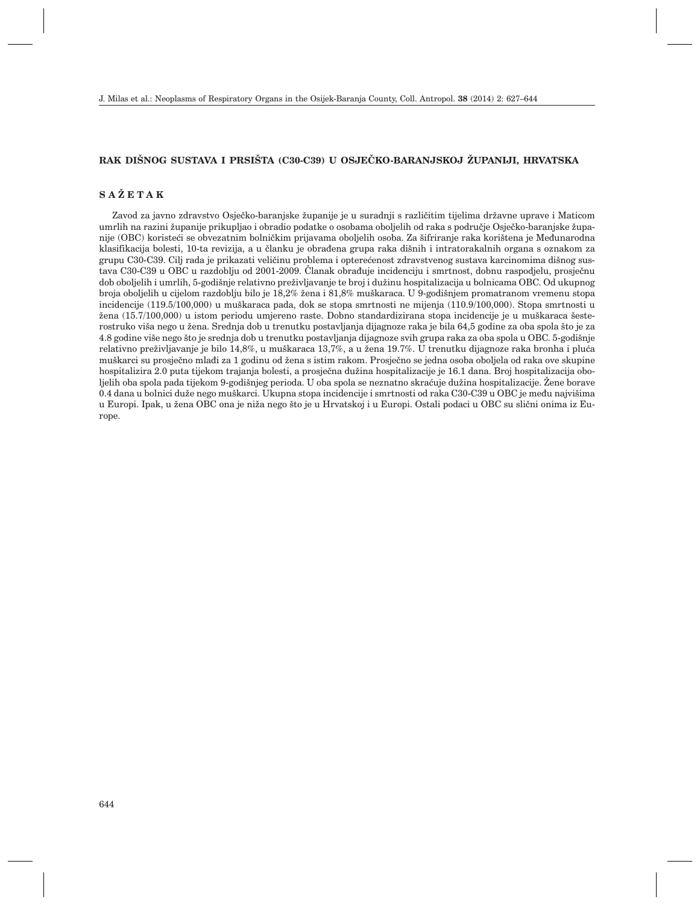## RAK DIŠNOG SUSTAVA I PRSIŠTA (C30-C39) U OSJEČKO-BARANJSKOJ ŽUPANIJI, HRVATSKA

### S A Ž E T A K

Zavod za javno zdravstvo Osječko-baranjske županije je u suradnji s različitim tijelima državne uprave i Maticom umrlih na razini županije prikupljao i obradio podatke o osobama oboljelih od raka s područje Osječko-baranjske županije (OBC) koristeći se obvezatnim bolničkim prijavama oboljelih osoba. Za šifriranje raka korištena je Međunarodna klasifikacija bolesti, 10-ta revizija, a u članku je obrađena grupa raka dišnih i intratorakalnih organa s oznakom za grupu C30-C39. Cilj rada je prikazati veličinu problema i opterećenost zdravstvenog sustava karcinomima dišnog sustava C30-C39 u OBC u razdoblju od 2001-2009. Članak obrađuje incidenciju i smrtnost, dobnu raspodjelu, prosječnu dob oboljelih i umrlih, 5-godišnje relativno preživljavanje te broj i dužinu hospitalizacija u bolnicama OBC. Od ukupnog broja oboljelih u cijelom razdoblju bilo je 18,2% žena i 81,8% muškaraca. U 9-godišnjem promatranom vremenu stopa incidencije (119.5/100,000) u muškaraca pada, dok se stopa smrtnosti ne mijenja (110.9/100,000). Stopa smrtnosti u žena (15.7/100,000) u istom periodu umjereno raste. Dobno standardizirana stopa incidencije je u muškaraca šesterostruko viša nego u žena. Srednja dob u trenutku postavljanja dijagnoze raka je bila 64,5 godine za oba spola što je za 4.8 godine više nego što je srednja dob u trenutku postavljanja dijagnoze svih grupa raka za oba spola u OBC. 5-godišnje relativno preživljavanje je bilo 14,8%, u muškaraca 13,7%, a u žena 19.7%. U trenutku dijagnoze raka bronha i pluća muškarci su prosječno mlađi za 1 godinu od žena s istim rakom. Prosječno se jedna osoba oboljela od raka ove skupine hospitalizira 2.0 puta tijekom trajanja bolesti, a prosječna dužina hospitalizacije je 16.1 dana. Broj hospitalizacija oboljelih oba spola pada tijekom 9-godišnjeg perioda. U oba spola se neznatno skraćuje dužina hospitalizacije. Žene borave 0.4 dana u bolnici duže nego muškarci. Ukupna stopa incidencije i smrtnosti od raka C30-C39 u OBC je među najvišima u Europi. Ipak, u žena OBC ona je niža nego što je u Hrvatskoj i u Europi. Ostali podaci u OBC su slični onima iz Europe.